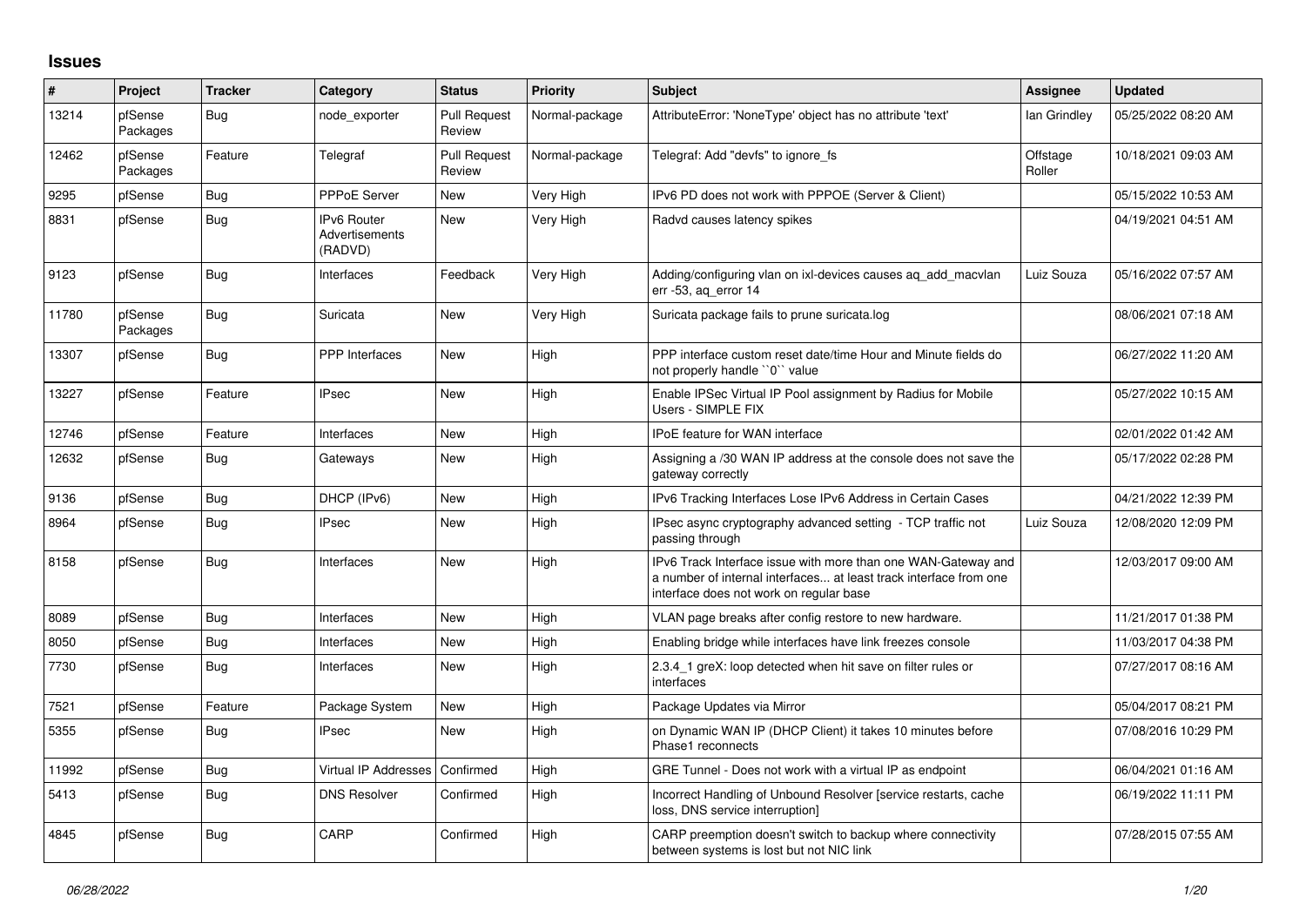## Issues

| # | Project | Tracker | Category | Status | Priority | Subject | Assignee | Updated |
|---|---|---|---|---|---|---|---|---|
| 13214 | pfSense Packages | Bug | node_exporter | Pull Request Review | Normal-package | AttributeError: 'NoneType' object has no attribute 'text' | Ian Grindley | 05/25/2022 08:20 AM |
| 12462 | pfSense Packages | Feature | Telegraf | Pull Request Review | Normal-package | Telegraf: Add "devfs" to ignore_fs | Offstage Roller | 10/18/2021 09:03 AM |
| 9295 | pfSense | Bug | PPPoE Server | New | Very High | IPv6 PD does not work with PPPOE (Server & Client) | | 05/15/2022 10:53 AM |
| 8831 | pfSense | Bug | IPv6 Router Advertisements (RADVD) | New | Very High | Radvd causes latency spikes | | 04/19/2021 04:51 AM |
| 9123 | pfSense | Bug | Interfaces | Feedback | Very High | Adding/configuring vlan on ixl-devices causes aq_add_macvlan err -53, aq_error 14 | Luiz Souza | 05/16/2022 07:57 AM |
| 11780 | pfSense Packages | Bug | Suricata | New | Very High | Suricata package fails to prune suricata.log | | 08/06/2021 07:18 AM |
| 13307 | pfSense | Bug | PPP Interfaces | New | High | PPP interface custom reset date/time Hour and Minute fields do not properly handle ``0`` value | | 06/27/2022 11:20 AM |
| 13227 | pfSense | Feature | IPsec | New | High | Enable IPSec Virtual IP Pool assignment by Radius for Mobile Users - SIMPLE FIX | | 05/27/2022 10:15 AM |
| 12746 | pfSense | Feature | Interfaces | New | High | IPoE feature for WAN interface | | 02/01/2022 01:42 AM |
| 12632 | pfSense | Bug | Gateways | New | High | Assigning a /30 WAN IP address at the console does not save the gateway correctly | | 05/17/2022 02:28 PM |
| 9136 | pfSense | Bug | DHCP (IPv6) | New | High | IPv6 Tracking Interfaces Lose IPv6 Address in Certain Cases | | 04/21/2022 12:39 PM |
| 8964 | pfSense | Bug | IPsec | New | High | IPsec async cryptography advanced setting - TCP traffic not passing through | Luiz Souza | 12/08/2020 12:09 PM |
| 8158 | pfSense | Bug | Interfaces | New | High | IPv6 Track Interface issue with more than one WAN-Gateway and a number of internal interfaces... at least track interface from one interface does not work on regular base | | 12/03/2017 09:00 AM |
| 8089 | pfSense | Bug | Interfaces | New | High | VLAN page breaks after config restore to new hardware. | | 11/21/2017 01:38 PM |
| 8050 | pfSense | Bug | Interfaces | New | High | Enabling bridge while interfaces have link freezes console | | 11/03/2017 04:38 PM |
| 7730 | pfSense | Bug | Interfaces | New | High | 2.3.4_1 greX: loop detected when hit save on filter rules or interfaces | | 07/27/2017 08:16 AM |
| 7521 | pfSense | Feature | Package System | New | High | Package Updates via Mirror | | 05/04/2017 08:21 PM |
| 5355 | pfSense | Bug | IPsec | New | High | on Dynamic WAN IP (DHCP Client) it takes 10 minutes before Phase1 reconnects | | 07/08/2016 10:29 PM |
| 11992 | pfSense | Bug | Virtual IP Addresses | Confirmed | High | GRE Tunnel - Does not work with a virtual IP as endpoint | | 06/04/2021 01:16 AM |
| 5413 | pfSense | Bug | DNS Resolver | Confirmed | High | Incorrect Handling of Unbound Resolver [service restarts, cache loss, DNS service interruption] | | 06/19/2022 11:11 PM |
| 4845 | pfSense | Bug | CARP | Confirmed | High | CARP preemption doesn't switch to backup where connectivity between systems is lost but not NIC link | | 07/28/2015 07:55 AM |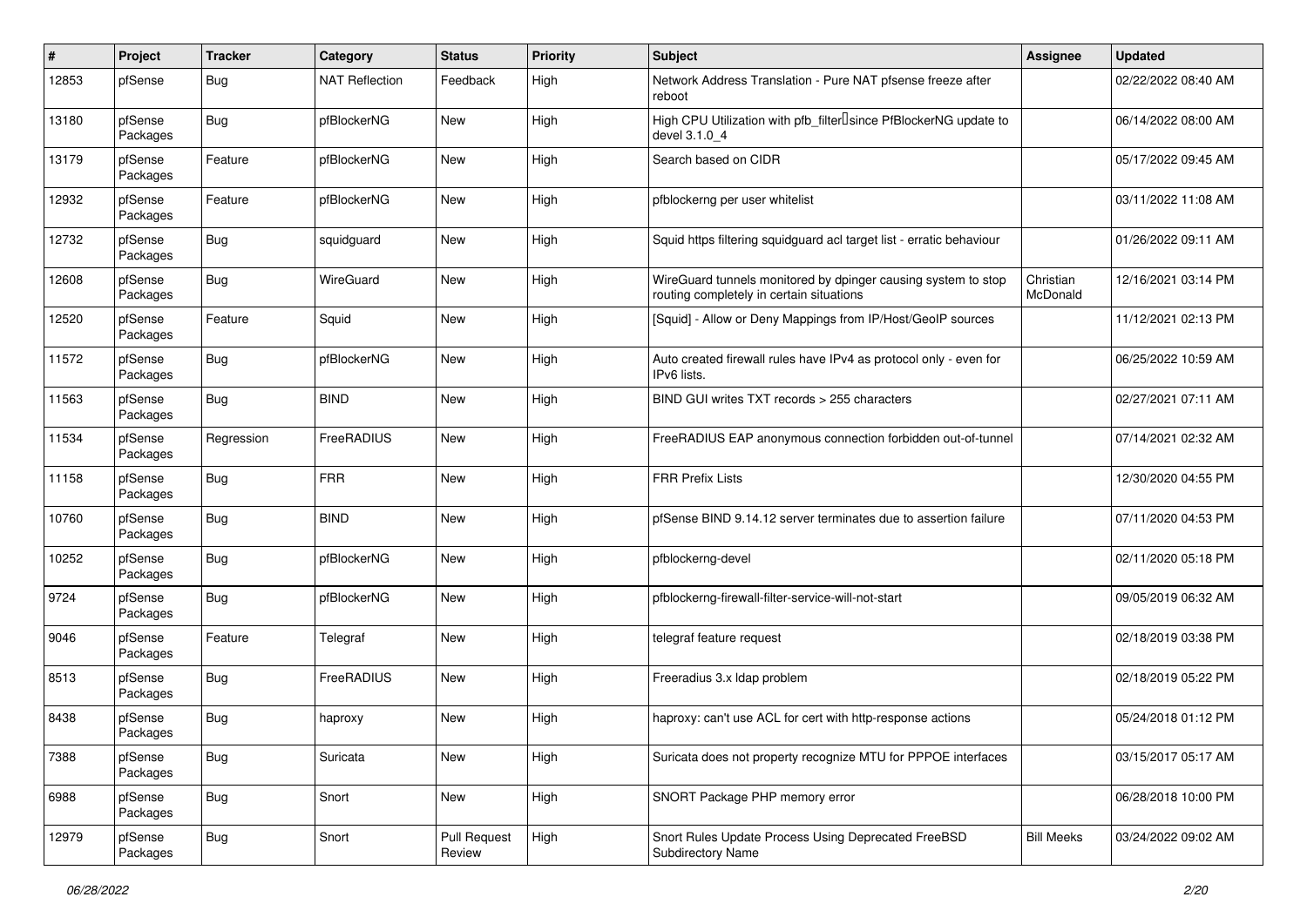| # | Project | Tracker | Category | Status | Priority | Subject | Assignee | Updated |
|---|---|---|---|---|---|---|---|---|
| 12853 | pfSense | Bug | NAT Reflection | Feedback | High | Network Address Translation - Pure NAT pfsense freeze after reboot | | 02/22/2022 08:40 AM |
| 13180 | pfSense Packages | Bug | pfBlockerNG | New | High | High CPU Utilization with pfb_filter since PfBlockerNG update to devel 3.1.0_4 | | 06/14/2022 08:00 AM |
| 13179 | pfSense Packages | Feature | pfBlockerNG | New | High | Search based on CIDR | | 05/17/2022 09:45 AM |
| 12932 | pfSense Packages | Feature | pfBlockerNG | New | High | pfblockerng per user whitelist | | 03/11/2022 11:08 AM |
| 12732 | pfSense Packages | Bug | squidguard | New | High | Squid https filtering squidguard acl target list - erratic behaviour | | 01/26/2022 09:11 AM |
| 12608 | pfSense Packages | Bug | WireGuard | New | High | WireGuard tunnels monitored by dpinger causing system to stop routing completely in certain situations | Christian McDonald | 12/16/2021 03:14 PM |
| 12520 | pfSense Packages | Feature | Squid | New | High | [Squid] - Allow or Deny Mappings from IP/Host/GeoIP sources | | 11/12/2021 02:13 PM |
| 11572 | pfSense Packages | Bug | pfBlockerNG | New | High | Auto created firewall rules have IPv4 as protocol only - even for IPv6 lists. | | 06/25/2022 10:59 AM |
| 11563 | pfSense Packages | Bug | BIND | New | High | BIND GUI writes TXT records > 255 characters | | 02/27/2021 07:11 AM |
| 11534 | pfSense Packages | Regression | FreeRADIUS | New | High | FreeRADIUS EAP anonymous connection forbidden out-of-tunnel | | 07/14/2021 02:32 AM |
| 11158 | pfSense Packages | Bug | FRR | New | High | FRR Prefix Lists | | 12/30/2020 04:55 PM |
| 10760 | pfSense Packages | Bug | BIND | New | High | pfSense BIND 9.14.12 server terminates due to assertion failure | | 07/11/2020 04:53 PM |
| 10252 | pfSense Packages | Bug | pfBlockerNG | New | High | pfblockerng-devel | | 02/11/2020 05:18 PM |
| 9724 | pfSense Packages | Bug | pfBlockerNG | New | High | pfblockerng-firewall-filter-service-will-not-start | | 09/05/2019 06:32 AM |
| 9046 | pfSense Packages | Feature | Telegraf | New | High | telegraf feature request | | 02/18/2019 03:38 PM |
| 8513 | pfSense Packages | Bug | FreeRADIUS | New | High | Freeradius 3.x ldap problem | | 02/18/2019 05:22 PM |
| 8438 | pfSense Packages | Bug | haproxy | New | High | haproxy: can't use ACL for cert with http-response actions | | 05/24/2018 01:12 PM |
| 7388 | pfSense Packages | Bug | Suricata | New | High | Suricata does not property recognize MTU for PPPOE interfaces | | 03/15/2017 05:17 AM |
| 6988 | pfSense Packages | Bug | Snort | New | High | SNORT Package PHP memory error | | 06/28/2018 10:00 PM |
| 12979 | pfSense Packages | Bug | Snort | Pull Request Review | High | Snort Rules Update Process Using Deprecated FreeBSD Subdirectory Name | Bill Meeks | 03/24/2022 09:02 AM |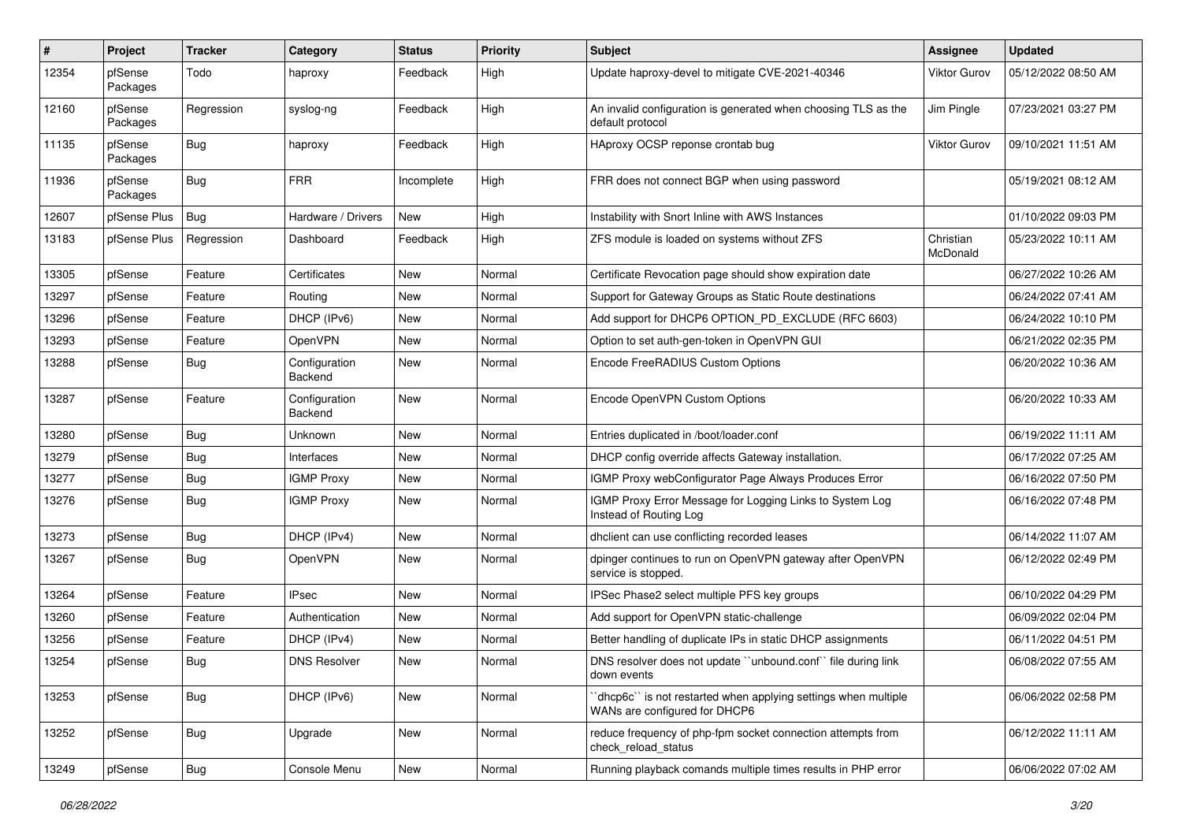| # | Project | Tracker | Category | Status | Priority | Subject | Assignee | Updated |
|---|---|---|---|---|---|---|---|---|
| 12354 | pfSense Packages | Todo | haproxy | Feedback | High | Update haproxy-devel to mitigate CVE-2021-40346 | Viktor Gurov | 05/12/2022 08:50 AM |
| 12160 | pfSense Packages | Regression | syslog-ng | Feedback | High | An invalid configuration is generated when choosing TLS as the default protocol | Jim Pingle | 07/23/2021 03:27 PM |
| 11135 | pfSense Packages | Bug | haproxy | Feedback | High | HAproxy OCSP reponse crontab bug | Viktor Gurov | 09/10/2021 11:51 AM |
| 11936 | pfSense Packages | Bug | FRR | Incomplete | High | FRR does not connect BGP when using password | | 05/19/2021 08:12 AM |
| 12607 | pfSense Plus | Bug | Hardware / Drivers | New | High | Instability with Snort Inline with AWS Instances | | 01/10/2022 09:03 PM |
| 13183 | pfSense Plus | Regression | Dashboard | Feedback | High | ZFS module is loaded on systems without ZFS | Christian McDonald | 05/23/2022 10:11 AM |
| 13305 | pfSense | Feature | Certificates | New | Normal | Certificate Revocation page should show expiration date | | 06/27/2022 10:26 AM |
| 13297 | pfSense | Feature | Routing | New | Normal | Support for Gateway Groups as Static Route destinations | | 06/24/2022 07:41 AM |
| 13296 | pfSense | Feature | DHCP (IPv6) | New | Normal | Add support for DHCP6 OPTION_PD_EXCLUDE (RFC 6603) | | 06/24/2022 10:10 PM |
| 13293 | pfSense | Feature | OpenVPN | New | Normal | Option to set auth-gen-token in OpenVPN GUI | | 06/21/2022 02:35 PM |
| 13288 | pfSense | Bug | Configuration Backend | New | Normal | Encode FreeRADIUS Custom Options | | 06/20/2022 10:36 AM |
| 13287 | pfSense | Feature | Configuration Backend | New | Normal | Encode OpenVPN Custom Options | | 06/20/2022 10:33 AM |
| 13280 | pfSense | Bug | Unknown | New | Normal | Entries duplicated in /boot/loader.conf | | 06/19/2022 11:11 AM |
| 13279 | pfSense | Bug | Interfaces | New | Normal | DHCP config override affects Gateway installation. | | 06/17/2022 07:25 AM |
| 13277 | pfSense | Bug | IGMP Proxy | New | Normal | IGMP Proxy webConfigurator Page Always Produces Error | | 06/16/2022 07:50 PM |
| 13276 | pfSense | Bug | IGMP Proxy | New | Normal | IGMP Proxy Error Message for Logging Links to System Log Instead of Routing Log | | 06/16/2022 07:48 PM |
| 13273 | pfSense | Bug | DHCP (IPv4) | New | Normal | dhclient can use conflicting recorded leases | | 06/14/2022 11:07 AM |
| 13267 | pfSense | Bug | OpenVPN | New | Normal | dpinger continues to run on OpenVPN gateway after OpenVPN service is stopped. | | 06/12/2022 02:49 PM |
| 13264 | pfSense | Feature | IPsec | New | Normal | IPSec Phase2 select multiple PFS key groups | | 06/10/2022 04:29 PM |
| 13260 | pfSense | Feature | Authentication | New | Normal | Add support for OpenVPN static-challenge | | 06/09/2022 02:04 PM |
| 13256 | pfSense | Feature | DHCP (IPv4) | New | Normal | Better handling of duplicate IPs in static DHCP assignments | | 06/11/2022 04:51 PM |
| 13254 | pfSense | Bug | DNS Resolver | New | Normal | DNS resolver does not update ``unbound.conf`` file during link down events | | 06/08/2022 07:55 AM |
| 13253 | pfSense | Bug | DHCP (IPv6) | New | Normal | ``dhcp6c`` is not restarted when applying settings when multiple WANs are configured for DHCP6 | | 06/06/2022 02:58 PM |
| 13252 | pfSense | Bug | Upgrade | New | Normal | reduce frequency of php-fpm socket connection attempts from check_reload_status | | 06/12/2022 11:11 AM |
| 13249 | pfSense | Bug | Console Menu | New | Normal | Running playback comands multiple times results in PHP error | | 06/06/2022 07:02 AM |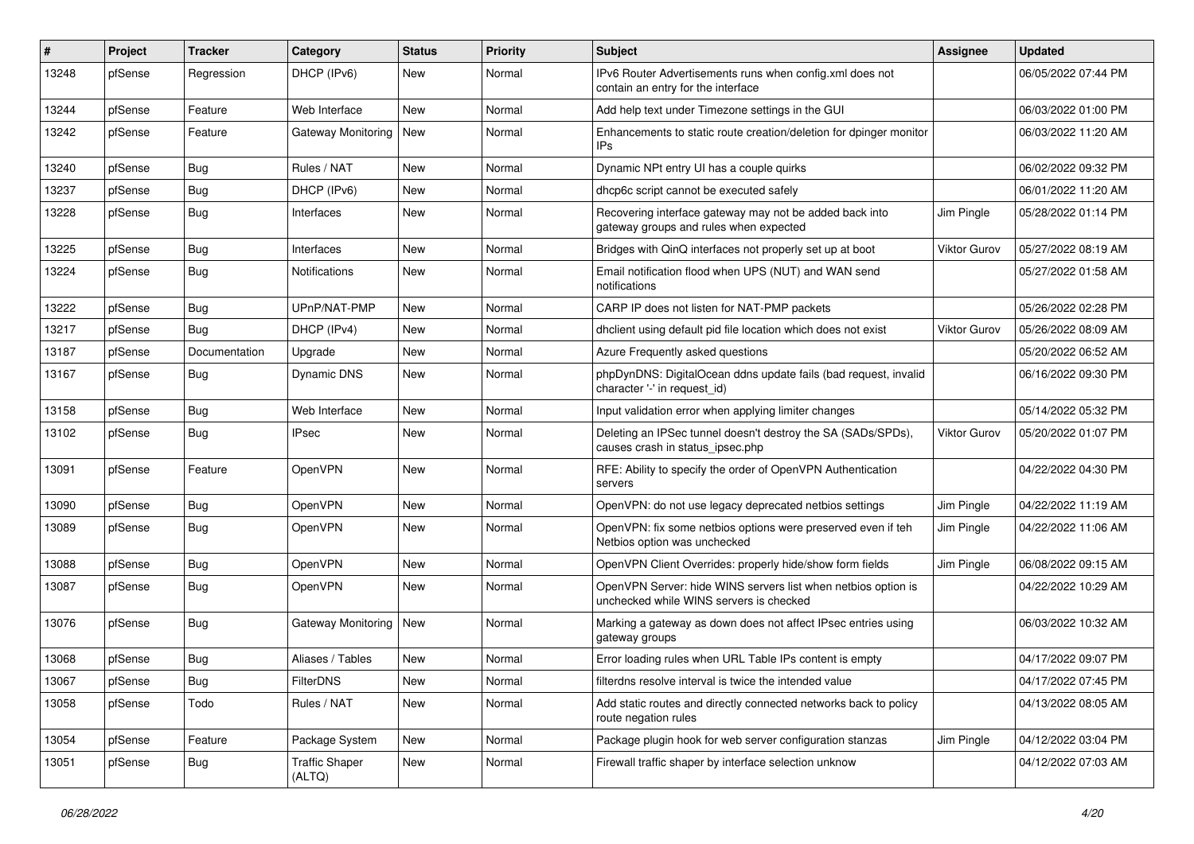| # | Project | Tracker | Category | Status | Priority | Subject | Assignee | Updated |
|---|---|---|---|---|---|---|---|---|
| 13248 | pfSense | Regression | DHCP (IPv6) | New | Normal | IPv6 Router Advertisements runs when config.xml does not contain an entry for the interface | | 06/05/2022 07:44 PM |
| 13244 | pfSense | Feature | Web Interface | New | Normal | Add help text under Timezone settings in the GUI | | 06/03/2022 01:00 PM |
| 13242 | pfSense | Feature | Gateway Monitoring | New | Normal | Enhancements to static route creation/deletion for dpinger monitor IPs | | 06/03/2022 11:20 AM |
| 13240 | pfSense | Bug | Rules / NAT | New | Normal | Dynamic NPt entry UI has a couple quirks | | 06/02/2022 09:32 PM |
| 13237 | pfSense | Bug | DHCP (IPv6) | New | Normal | dhcp6c script cannot be executed safely | | 06/01/2022 11:20 AM |
| 13228 | pfSense | Bug | Interfaces | New | Normal | Recovering interface gateway may not be added back into gateway groups and rules when expected | Jim Pingle | 05/28/2022 01:14 PM |
| 13225 | pfSense | Bug | Interfaces | New | Normal | Bridges with QinQ interfaces not properly set up at boot | Viktor Gurov | 05/27/2022 08:19 AM |
| 13224 | pfSense | Bug | Notifications | New | Normal | Email notification flood when UPS (NUT) and WAN send notifications | | 05/27/2022 01:58 AM |
| 13222 | pfSense | Bug | UPnP/NAT-PMP | New | Normal | CARP IP does not listen for NAT-PMP packets | | 05/26/2022 02:28 PM |
| 13217 | pfSense | Bug | DHCP (IPv4) | New | Normal | dhclient using default pid file location which does not exist | Viktor Gurov | 05/26/2022 08:09 AM |
| 13187 | pfSense | Documentation | Upgrade | New | Normal | Azure Frequently asked questions | | 05/20/2022 06:52 AM |
| 13167 | pfSense | Bug | Dynamic DNS | New | Normal | phpDynDNS: DigitalOcean ddns update fails (bad request, invalid character '-' in request_id) | | 06/16/2022 09:30 PM |
| 13158 | pfSense | Bug | Web Interface | New | Normal | Input validation error when applying limiter changes | | 05/14/2022 05:32 PM |
| 13102 | pfSense | Bug | IPsec | New | Normal | Deleting an IPSec tunnel doesn't destroy the SA (SADs/SPDs), causes crash in status_ipsec.php | Viktor Gurov | 05/20/2022 01:07 PM |
| 13091 | pfSense | Feature | OpenVPN | New | Normal | RFE: Ability to specify the order of OpenVPN Authentication servers | | 04/22/2022 04:30 PM |
| 13090 | pfSense | Bug | OpenVPN | New | Normal | OpenVPN: do not use legacy deprecated netbios settings | Jim Pingle | 04/22/2022 11:19 AM |
| 13089 | pfSense | Bug | OpenVPN | New | Normal | OpenVPN: fix some netbios options were preserved even if teh Netbios option was unchecked | Jim Pingle | 04/22/2022 11:06 AM |
| 13088 | pfSense | Bug | OpenVPN | New | Normal | OpenVPN Client Overrides: properly hide/show form fields | Jim Pingle | 06/08/2022 09:15 AM |
| 13087 | pfSense | Bug | OpenVPN | New | Normal | OpenVPN Server: hide WINS servers list when netbios option is unchecked while WINS servers is checked | | 04/22/2022 10:29 AM |
| 13076 | pfSense | Bug | Gateway Monitoring | New | Normal | Marking a gateway as down does not affect IPsec entries using gateway groups | | 06/03/2022 10:32 AM |
| 13068 | pfSense | Bug | Aliases / Tables | New | Normal | Error loading rules when URL Table IPs content is empty | | 04/17/2022 09:07 PM |
| 13067 | pfSense | Bug | FilterDNS | New | Normal | filterdns resolve interval is twice the intended value | | 04/17/2022 07:45 PM |
| 13058 | pfSense | Todo | Rules / NAT | New | Normal | Add static routes and directly connected networks back to policy route negation rules | | 04/13/2022 08:05 AM |
| 13054 | pfSense | Feature | Package System | New | Normal | Package plugin hook for web server configuration stanzas | Jim Pingle | 04/12/2022 03:04 PM |
| 13051 | pfSense | Bug | Traffic Shaper (ALTQ) | New | Normal | Firewall traffic shaper by interface selection unknow | | 04/12/2022 07:03 AM |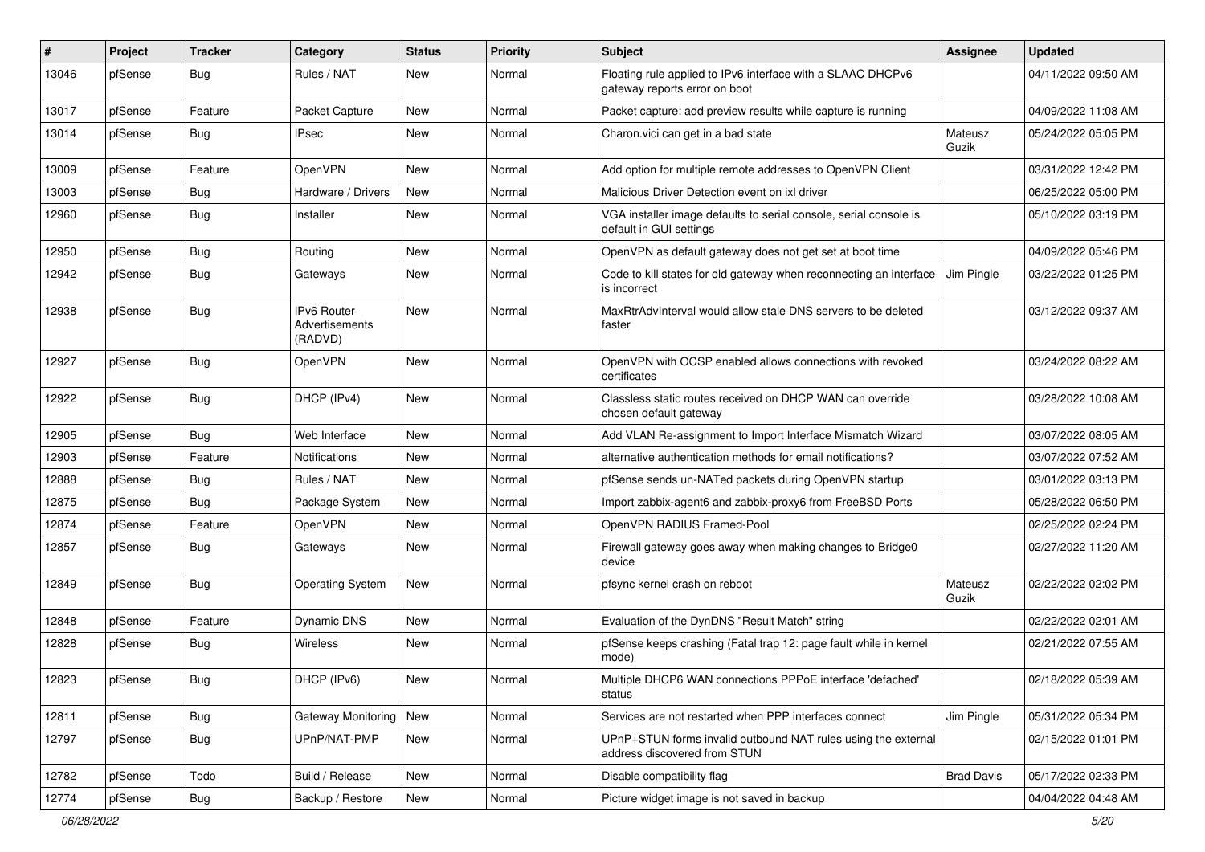| # | Project | Tracker | Category | Status | Priority | Subject | Assignee | Updated |
|---|---|---|---|---|---|---|---|---|
| 13046 | pfSense | Bug | Rules / NAT | New | Normal | Floating rule applied to IPv6 interface with a SLAAC DHCPv6 gateway reports error on boot | | 04/11/2022 09:50 AM |
| 13017 | pfSense | Feature | Packet Capture | New | Normal | Packet capture: add preview results while capture is running | | 04/09/2022 11:08 AM |
| 13014 | pfSense | Bug | IPsec | New | Normal | Charon.vici can get in a bad state | Mateusz Guzik | 05/24/2022 05:05 PM |
| 13009 | pfSense | Feature | OpenVPN | New | Normal | Add option for multiple remote addresses to OpenVPN Client | | 03/31/2022 12:42 PM |
| 13003 | pfSense | Bug | Hardware / Drivers | New | Normal | Malicious Driver Detection event on ixl driver | | 06/25/2022 05:00 PM |
| 12960 | pfSense | Bug | Installer | New | Normal | VGA installer image defaults to serial console, serial console is default in GUI settings | | 05/10/2022 03:19 PM |
| 12950 | pfSense | Bug | Routing | New | Normal | OpenVPN as default gateway does not get set at boot time | | 04/09/2022 05:46 PM |
| 12942 | pfSense | Bug | Gateways | New | Normal | Code to kill states for old gateway when reconnecting an interface is incorrect | Jim Pingle | 03/22/2022 01:25 PM |
| 12938 | pfSense | Bug | IPv6 Router Advertisements (RADVD) | New | Normal | MaxRtrAdvInterval would allow stale DNS servers to be deleted faster | | 03/12/2022 09:37 AM |
| 12927 | pfSense | Bug | OpenVPN | New | Normal | OpenVPN with OCSP enabled allows connections with revoked certificates | | 03/24/2022 08:22 AM |
| 12922 | pfSense | Bug | DHCP (IPv4) | New | Normal | Classless static routes received on DHCP WAN can override chosen default gateway | | 03/28/2022 10:08 AM |
| 12905 | pfSense | Bug | Web Interface | New | Normal | Add VLAN Re-assignment to Import Interface Mismatch Wizard | | 03/07/2022 08:05 AM |
| 12903 | pfSense | Feature | Notifications | New | Normal | alternative authentication methods for email notifications? | | 03/07/2022 07:52 AM |
| 12888 | pfSense | Bug | Rules / NAT | New | Normal | pfSense sends un-NATed packets during OpenVPN startup | | 03/01/2022 03:13 PM |
| 12875 | pfSense | Bug | Package System | New | Normal | Import zabbix-agent6 and zabbix-proxy6 from FreeBSD Ports | | 05/28/2022 06:50 PM |
| 12874 | pfSense | Feature | OpenVPN | New | Normal | OpenVPN RADIUS Framed-Pool | | 02/25/2022 02:24 PM |
| 12857 | pfSense | Bug | Gateways | New | Normal | Firewall gateway goes away when making changes to Bridge0 device | | 02/27/2022 11:20 AM |
| 12849 | pfSense | Bug | Operating System | New | Normal | pfsync kernel crash on reboot | Mateusz Guzik | 02/22/2022 02:02 PM |
| 12848 | pfSense | Feature | Dynamic DNS | New | Normal | Evaluation of the DynDNS "Result Match" string | | 02/22/2022 02:01 AM |
| 12828 | pfSense | Bug | Wireless | New | Normal | pfSense keeps crashing (Fatal trap 12: page fault while in kernel mode) | | 02/21/2022 07:55 AM |
| 12823 | pfSense | Bug | DHCP (IPv6) | New | Normal | Multiple DHCP6 WAN connections PPPoE interface 'defached' status | | 02/18/2022 05:39 AM |
| 12811 | pfSense | Bug | Gateway Monitoring | New | Normal | Services are not restarted when PPP interfaces connect | Jim Pingle | 05/31/2022 05:34 PM |
| 12797 | pfSense | Bug | UPnP/NAT-PMP | New | Normal | UPnP+STUN forms invalid outbound NAT rules using the external address discovered from STUN | | 02/15/2022 01:01 PM |
| 12782 | pfSense | Todo | Build / Release | New | Normal | Disable compatibility flag | Brad Davis | 05/17/2022 02:33 PM |
| 12774 | pfSense | Bug | Backup / Restore | New | Normal | Picture widget image is not saved in backup | | 04/04/2022 04:48 AM |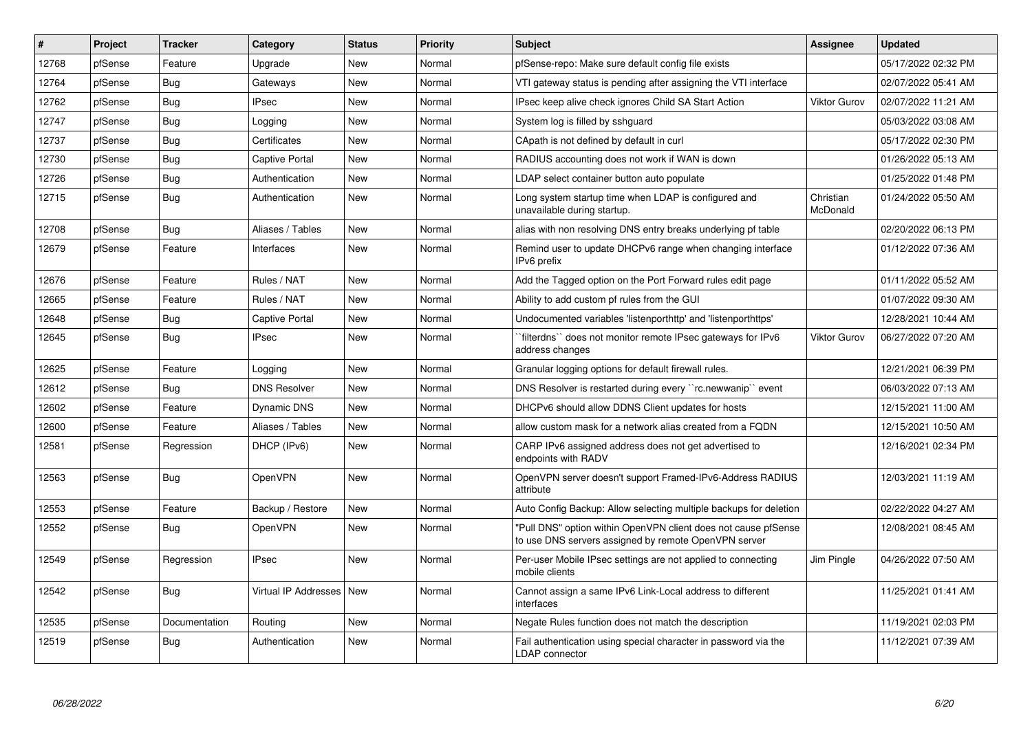| # | Project | Tracker | Category | Status | Priority | Subject | Assignee | Updated |
|---|---|---|---|---|---|---|---|---|
| 12768 | pfSense | Feature | Upgrade | New | Normal | pfSense-repo: Make sure default config file exists | | 05/17/2022 02:32 PM |
| 12764 | pfSense | Bug | Gateways | New | Normal | VTI gateway status is pending after assigning the VTI interface | | 02/07/2022 05:41 AM |
| 12762 | pfSense | Bug | IPsec | New | Normal | IPsec keep alive check ignores Child SA Start Action | Viktor Gurov | 02/07/2022 11:21 AM |
| 12747 | pfSense | Bug | Logging | New | Normal | System log is filled by sshguard | | 05/03/2022 03:08 AM |
| 12737 | pfSense | Bug | Certificates | New | Normal | CApath is not defined by default in curl | | 05/17/2022 02:30 PM |
| 12730 | pfSense | Bug | Captive Portal | New | Normal | RADIUS accounting does not work if WAN is down | | 01/26/2022 05:13 AM |
| 12726 | pfSense | Bug | Authentication | New | Normal | LDAP select container button auto populate | | 01/25/2022 01:48 PM |
| 12715 | pfSense | Bug | Authentication | New | Normal | Long system startup time when LDAP is configured and unavailable during startup. | Christian McDonald | 01/24/2022 05:50 AM |
| 12708 | pfSense | Bug | Aliases / Tables | New | Normal | alias with non resolving DNS entry breaks underlying pf table | | 02/20/2022 06:13 PM |
| 12679 | pfSense | Feature | Interfaces | New | Normal | Remind user to update DHCPv6 range when changing interface IPv6 prefix | | 01/12/2022 07:36 AM |
| 12676 | pfSense | Feature | Rules / NAT | New | Normal | Add the Tagged option on the Port Forward rules edit page | | 01/11/2022 05:52 AM |
| 12665 | pfSense | Feature | Rules / NAT | New | Normal | Ability to add custom pf rules from the GUI | | 01/07/2022 09:30 AM |
| 12648 | pfSense | Bug | Captive Portal | New | Normal | Undocumented variables 'listenporthttp' and 'listenporthttps' | | 12/28/2021 10:44 AM |
| 12645 | pfSense | Bug | IPsec | New | Normal | ``filterdns`` does not monitor remote IPsec gateways for IPv6 address changes | Viktor Gurov | 06/27/2022 07:20 AM |
| 12625 | pfSense | Feature | Logging | New | Normal | Granular logging options for default firewall rules. | | 12/21/2021 06:39 PM |
| 12612 | pfSense | Bug | DNS Resolver | New | Normal | DNS Resolver is restarted during every ``rc.newwanip`` event | | 06/03/2022 07:13 AM |
| 12602 | pfSense | Feature | Dynamic DNS | New | Normal | DHCPv6 should allow DDNS Client updates for hosts | | 12/15/2021 11:00 AM |
| 12600 | pfSense | Feature | Aliases / Tables | New | Normal | allow custom mask for a network alias created from a FQDN | | 12/15/2021 10:50 AM |
| 12581 | pfSense | Regression | DHCP (IPv6) | New | Normal | CARP IPv6 assigned address does not get advertised to endpoints with RADV | | 12/16/2021 02:34 PM |
| 12563 | pfSense | Bug | OpenVPN | New | Normal | OpenVPN server doesn't support Framed-IPv6-Address RADIUS attribute | | 12/03/2021 11:19 AM |
| 12553 | pfSense | Feature | Backup / Restore | New | Normal | Auto Config Backup: Allow selecting multiple backups for deletion | | 02/22/2022 04:27 AM |
| 12552 | pfSense | Bug | OpenVPN | New | Normal | "Pull DNS" option within OpenVPN client does not cause pfSense to use DNS servers assigned by remote OpenVPN server | | 12/08/2021 08:45 AM |
| 12549 | pfSense | Regression | IPsec | New | Normal | Per-user Mobile IPsec settings are not applied to connecting mobile clients | Jim Pingle | 04/26/2022 07:50 AM |
| 12542 | pfSense | Bug | Virtual IP Addresses | New | Normal | Cannot assign a same IPv6 Link-Local address to different interfaces | | 11/25/2021 01:41 AM |
| 12535 | pfSense | Documentation | Routing | New | Normal | Negate Rules function does not match the description | | 11/19/2021 02:03 PM |
| 12519 | pfSense | Bug | Authentication | New | Normal | Fail authentication using special character in password via the LDAP connector | | 11/12/2021 07:39 AM |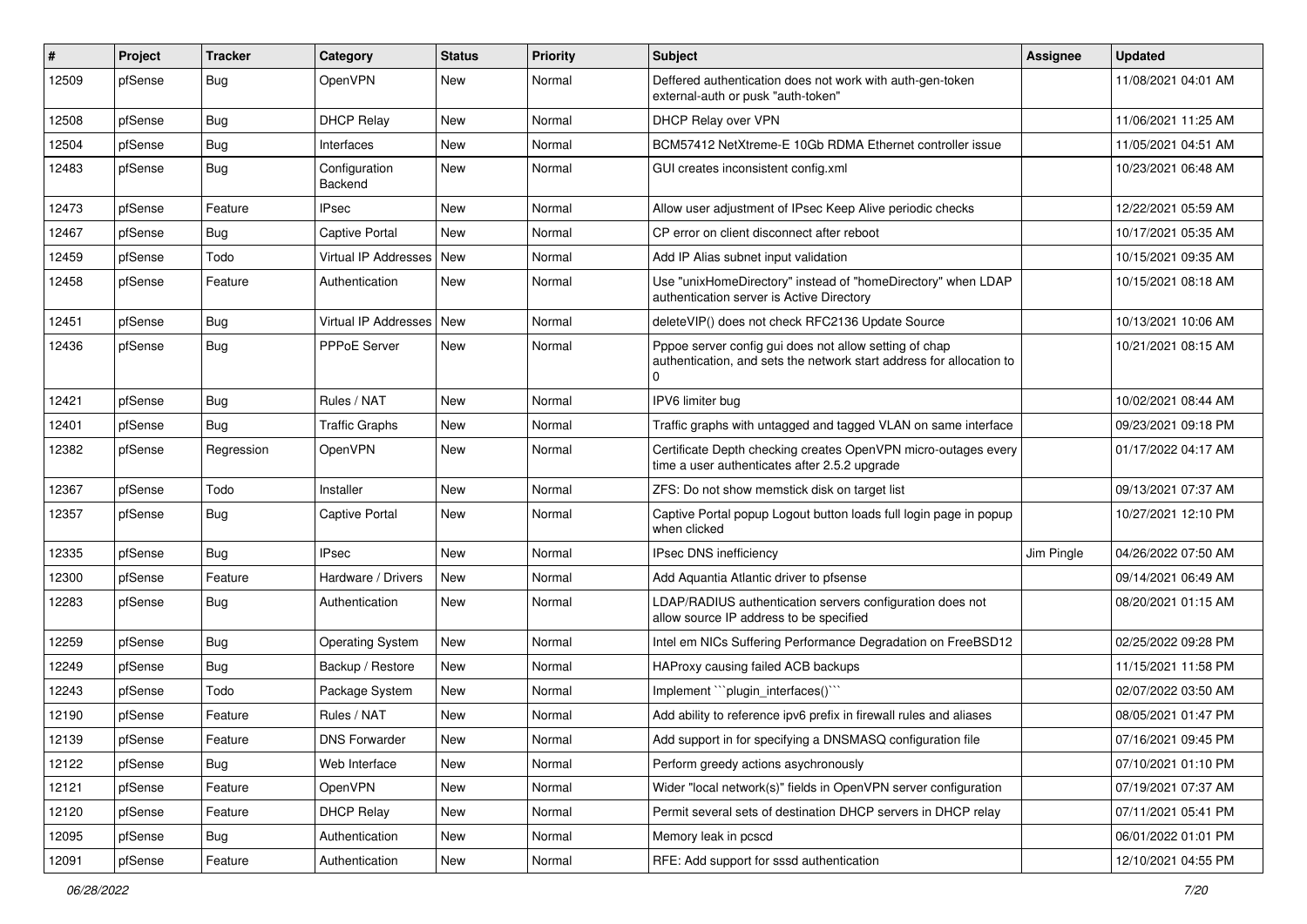| # | Project | Tracker | Category | Status | Priority | Subject | Assignee | Updated |
|---|---|---|---|---|---|---|---|---|
| 12509 | pfSense | Bug | OpenVPN | New | Normal | Deffered authentication does not work with auth-gen-token external-auth or pusk "auth-token" | | 11/08/2021 04:01 AM |
| 12508 | pfSense | Bug | DHCP Relay | New | Normal | DHCP Relay over VPN | | 11/06/2021 11:25 AM |
| 12504 | pfSense | Bug | Interfaces | New | Normal | BCM57412 NetXtreme-E 10Gb RDMA Ethernet controller issue | | 11/05/2021 04:51 AM |
| 12483 | pfSense | Bug | Configuration Backend | New | Normal | GUI creates inconsistent config.xml | | 10/23/2021 06:48 AM |
| 12473 | pfSense | Feature | IPsec | New | Normal | Allow user adjustment of IPsec Keep Alive periodic checks | | 12/22/2021 05:59 AM |
| 12467 | pfSense | Bug | Captive Portal | New | Normal | CP error on client disconnect after reboot | | 10/17/2021 05:35 AM |
| 12459 | pfSense | Todo | Virtual IP Addresses | New | Normal | Add IP Alias subnet input validation | | 10/15/2021 09:35 AM |
| 12458 | pfSense | Feature | Authentication | New | Normal | Use "unixHomeDirectory" instead of "homeDirectory" when LDAP authentication server is Active Directory | | 10/15/2021 08:18 AM |
| 12451 | pfSense | Bug | Virtual IP Addresses | New | Normal | deleteVIP() does not check RFC2136 Update Source | | 10/13/2021 10:06 AM |
| 12436 | pfSense | Bug | PPPoE Server | New | Normal | Pppoe server config gui does not allow setting of chap authentication, and sets the network start address for allocation to 0 | | 10/21/2021 08:15 AM |
| 12421 | pfSense | Bug | Rules / NAT | New | Normal | IPV6 limiter bug | | 10/02/2021 08:44 AM |
| 12401 | pfSense | Bug | Traffic Graphs | New | Normal | Traffic graphs with untagged and tagged VLAN on same interface | | 09/23/2021 09:18 PM |
| 12382 | pfSense | Regression | OpenVPN | New | Normal | Certificate Depth checking creates OpenVPN micro-outages every time a user authenticates after 2.5.2 upgrade | | 01/17/2022 04:17 AM |
| 12367 | pfSense | Todo | Installer | New | Normal | ZFS: Do not show memstick disk on target list | | 09/13/2021 07:37 AM |
| 12357 | pfSense | Bug | Captive Portal | New | Normal | Captive Portal popup Logout button loads full login page in popup when clicked | | 10/27/2021 12:10 PM |
| 12335 | pfSense | Bug | IPsec | New | Normal | IPsec DNS inefficiency | Jim Pingle | 04/26/2022 07:50 AM |
| 12300 | pfSense | Feature | Hardware / Drivers | New | Normal | Add Aquantia Atlantic driver to pfsense | | 09/14/2021 06:49 AM |
| 12283 | pfSense | Bug | Authentication | New | Normal | LDAP/RADIUS authentication servers configuration does not allow source IP address to be specified | | 08/20/2021 01:15 AM |
| 12259 | pfSense | Bug | Operating System | New | Normal | Intel em NICs Suffering Performance Degradation on FreeBSD12 | | 02/25/2022 09:28 PM |
| 12249 | pfSense | Bug | Backup / Restore | New | Normal | HAProxy causing failed ACB backups | | 11/15/2021 11:58 PM |
| 12243 | pfSense | Todo | Package System | New | Normal | Implement ```plugin_interfaces()``` | | 02/07/2022 03:50 AM |
| 12190 | pfSense | Feature | Rules / NAT | New | Normal | Add ability to reference ipv6 prefix in firewall rules and aliases | | 08/05/2021 01:47 PM |
| 12139 | pfSense | Feature | DNS Forwarder | New | Normal | Add support in for specifying a DNSMASQ configuration file | | 07/16/2021 09:45 PM |
| 12122 | pfSense | Bug | Web Interface | New | Normal | Perform greedy actions asychronously | | 07/10/2021 01:10 PM |
| 12121 | pfSense | Feature | OpenVPN | New | Normal | Wider "local network(s)" fields in OpenVPN server configuration | | 07/19/2021 07:37 AM |
| 12120 | pfSense | Feature | DHCP Relay | New | Normal | Permit several sets of destination DHCP servers in DHCP relay | | 07/11/2021 05:41 PM |
| 12095 | pfSense | Bug | Authentication | New | Normal | Memory leak in pcscd | | 06/01/2022 01:01 PM |
| 12091 | pfSense | Feature | Authentication | New | Normal | RFE: Add support for sssd authentication | | 12/10/2021 04:55 PM |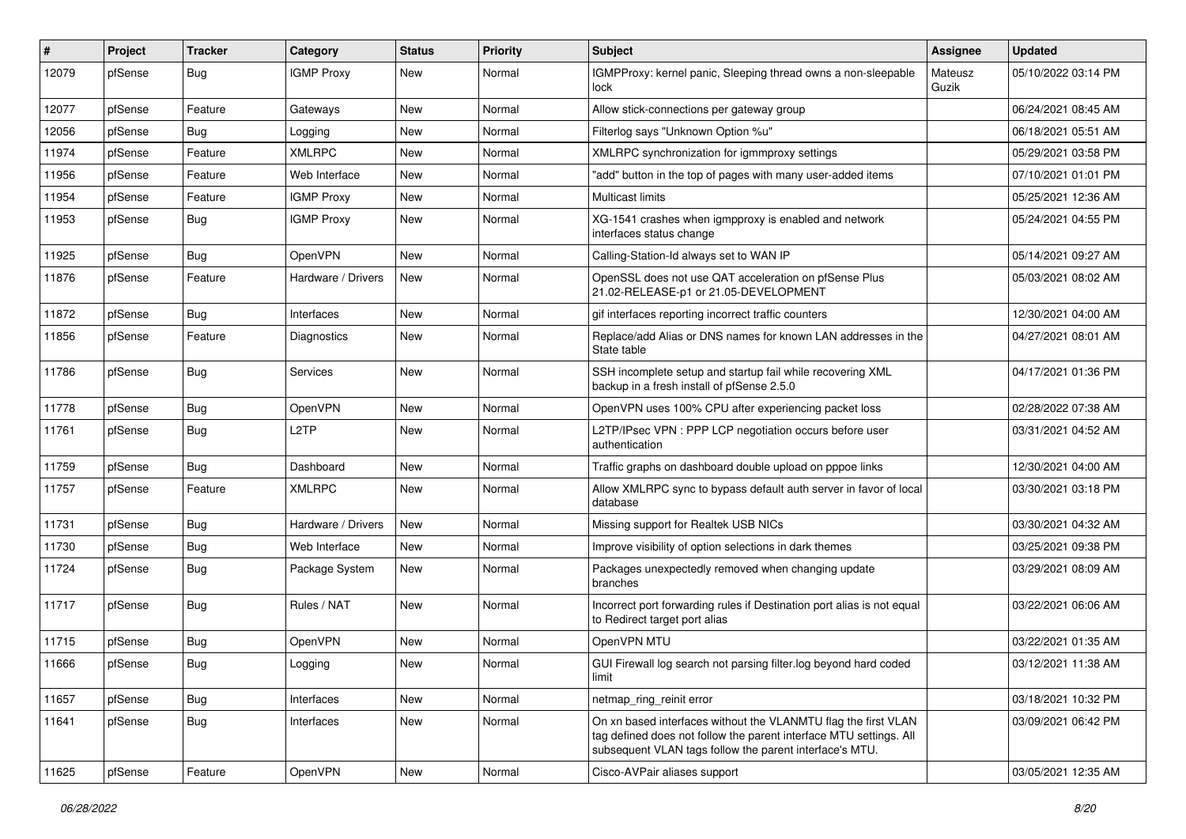| # | Project | Tracker | Category | Status | Priority | Subject | Assignee | Updated |
|---|---|---|---|---|---|---|---|---|
| 12079 | pfSense | Bug | IGMP Proxy | New | Normal | IGMPProxy: kernel panic, Sleeping thread owns a non-sleepable lock | Mateusz Guzik | 05/10/2022 03:14 PM |
| 12077 | pfSense | Feature | Gateways | New | Normal | Allow stick-connections per gateway group | | 06/24/2021 08:45 AM |
| 12056 | pfSense | Bug | Logging | New | Normal | Filterlog says "Unknown Option %u" | | 06/18/2021 05:51 AM |
| 11974 | pfSense | Feature | XMLRPC | New | Normal | XMLRPC synchronization for igmmproxy settings | | 05/29/2021 03:58 PM |
| 11956 | pfSense | Feature | Web Interface | New | Normal | "add" button in the top of pages with many user-added items | | 07/10/2021 01:01 PM |
| 11954 | pfSense | Feature | IGMP Proxy | New | Normal | Multicast limits | | 05/25/2021 12:36 AM |
| 11953 | pfSense | Bug | IGMP Proxy | New | Normal | XG-1541 crashes when igmpproxy is enabled and network interfaces status change | | 05/24/2021 04:55 PM |
| 11925 | pfSense | Bug | OpenVPN | New | Normal | Calling-Station-Id always set to WAN IP | | 05/14/2021 09:27 AM |
| 11876 | pfSense | Feature | Hardware / Drivers | New | Normal | OpenSSL does not use QAT acceleration on pfSense Plus 21.02-RELEASE-p1 or 21.05-DEVELOPMENT | | 05/03/2021 08:02 AM |
| 11872 | pfSense | Bug | Interfaces | New | Normal | gif interfaces reporting incorrect traffic counters | | 12/30/2021 04:00 AM |
| 11856 | pfSense | Feature | Diagnostics | New | Normal | Replace/add Alias or DNS names for known LAN addresses in the State table | | 04/27/2021 08:01 AM |
| 11786 | pfSense | Bug | Services | New | Normal | SSH incomplete setup and startup fail while recovering XML backup in a fresh install of pfSense 2.5.0 | | 04/17/2021 01:36 PM |
| 11778 | pfSense | Bug | OpenVPN | New | Normal | OpenVPN uses 100% CPU after experiencing packet loss | | 02/28/2022 07:38 AM |
| 11761 | pfSense | Bug | L2TP | New | Normal | L2TP/IPsec VPN : PPP LCP negotiation occurs before user authentication | | 03/31/2021 04:52 AM |
| 11759 | pfSense | Bug | Dashboard | New | Normal | Traffic graphs on dashboard double upload on pppoe links | | 12/30/2021 04:00 AM |
| 11757 | pfSense | Feature | XMLRPC | New | Normal | Allow XMLRPC sync to bypass default auth server in favor of local database | | 03/30/2021 03:18 PM |
| 11731 | pfSense | Bug | Hardware / Drivers | New | Normal | Missing support for Realtek USB NICs | | 03/30/2021 04:32 AM |
| 11730 | pfSense | Bug | Web Interface | New | Normal | Improve visibility of option selections in dark themes | | 03/25/2021 09:38 PM |
| 11724 | pfSense | Bug | Package System | New | Normal | Packages unexpectedly removed when changing update branches | | 03/29/2021 08:09 AM |
| 11717 | pfSense | Bug | Rules / NAT | New | Normal | Incorrect port forwarding rules if Destination port alias is not equal to Redirect target port alias | | 03/22/2021 06:06 AM |
| 11715 | pfSense | Bug | OpenVPN | New | Normal | OpenVPN MTU | | 03/22/2021 01:35 AM |
| 11666 | pfSense | Bug | Logging | New | Normal | GUI Firewall log search not parsing filter.log beyond hard coded limit | | 03/12/2021 11:38 AM |
| 11657 | pfSense | Bug | Interfaces | New | Normal | netmap_ring_reinit error | | 03/18/2021 10:32 PM |
| 11641 | pfSense | Bug | Interfaces | New | Normal | On xn based interfaces without the VLANMTU flag the first VLAN tag defined does not follow the parent interface MTU settings. All subsequent VLAN tags follow the parent interface's MTU. | | 03/09/2021 06:42 PM |
| 11625 | pfSense | Feature | OpenVPN | New | Normal | Cisco-AVPair aliases support | | 03/05/2021 12:35 AM |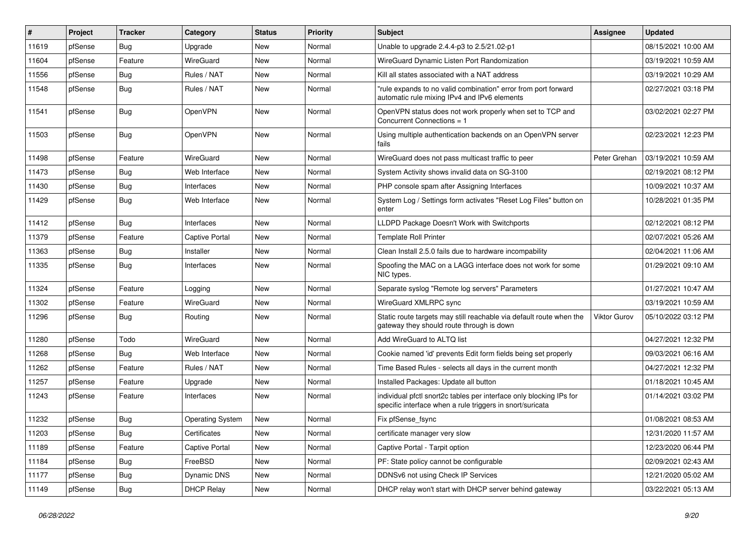| # | Project | Tracker | Category | Status | Priority | Subject | Assignee | Updated |
|---|---|---|---|---|---|---|---|---|
| 11619 | pfSense | Bug | Upgrade | New | Normal | Unable to upgrade 2.4.4-p3 to 2.5/21.02-p1 | | 08/15/2021 10:00 AM |
| 11604 | pfSense | Feature | WireGuard | New | Normal | WireGuard Dynamic Listen Port Randomization | | 03/19/2021 10:59 AM |
| 11556 | pfSense | Bug | Rules / NAT | New | Normal | Kill all states associated with a NAT address | | 03/19/2021 10:29 AM |
| 11548 | pfSense | Bug | Rules / NAT | New | Normal | "rule expands to no valid combination" error from port forward automatic rule mixing IPv4 and IPv6 elements | | 02/27/2021 03:18 PM |
| 11541 | pfSense | Bug | OpenVPN | New | Normal | OpenVPN status does not work properly when set to TCP and Concurrent Connections = 1 | | 03/02/2021 02:27 PM |
| 11503 | pfSense | Bug | OpenVPN | New | Normal | Using multiple authentication backends on an OpenVPN server fails | | 02/23/2021 12:23 PM |
| 11498 | pfSense | Feature | WireGuard | New | Normal | WireGuard does not pass multicast traffic to peer | Peter Grehan | 03/19/2021 10:59 AM |
| 11473 | pfSense | Bug | Web Interface | New | Normal | System Activity shows invalid data on SG-3100 | | 02/19/2021 08:12 PM |
| 11430 | pfSense | Bug | Interfaces | New | Normal | PHP console spam after Assigning Interfaces | | 10/09/2021 10:37 AM |
| 11429 | pfSense | Bug | Web Interface | New | Normal | System Log / Settings form activates "Reset Log Files" button on enter | | 10/28/2021 01:35 PM |
| 11412 | pfSense | Bug | Interfaces | New | Normal | LLDPD Package Doesn't Work with Switchports | | 02/12/2021 08:12 PM |
| 11379 | pfSense | Feature | Captive Portal | New | Normal | Template Roll Printer | | 02/07/2021 05:26 AM |
| 11363 | pfSense | Bug | Installer | New | Normal | Clean Install 2.5.0 fails due to hardware incompability | | 02/04/2021 11:06 AM |
| 11335 | pfSense | Bug | Interfaces | New | Normal | Spoofing the MAC on a LAGG interface does not work for some NIC types. | | 01/29/2021 09:10 AM |
| 11324 | pfSense | Feature | Logging | New | Normal | Separate syslog "Remote log servers" Parameters | | 01/27/2021 10:47 AM |
| 11302 | pfSense | Feature | WireGuard | New | Normal | WireGuard XMLRPC sync | | 03/19/2021 10:59 AM |
| 11296 | pfSense | Bug | Routing | New | Normal | Static route targets may still reachable via default route when the gateway they should route through is down | Viktor Gurov | 05/10/2022 03:12 PM |
| 11280 | pfSense | Todo | WireGuard | New | Normal | Add WireGuard to ALTQ list | | 04/27/2021 12:32 PM |
| 11268 | pfSense | Bug | Web Interface | New | Normal | Cookie named 'id' prevents Edit form fields being set properly | | 09/03/2021 06:16 AM |
| 11262 | pfSense | Feature | Rules / NAT | New | Normal | Time Based Rules - selects all days in the current month | | 04/27/2021 12:32 PM |
| 11257 | pfSense | Feature | Upgrade | New | Normal | Installed Packages: Update all button | | 01/18/2021 10:45 AM |
| 11243 | pfSense | Feature | Interfaces | New | Normal | individual pfctl snort2c tables per interface only blocking IPs for specific interface when a rule triggers in snort/suricata | | 01/14/2021 03:02 PM |
| 11232 | pfSense | Bug | Operating System | New | Normal | Fix pfSense_fsync | | 01/08/2021 08:53 AM |
| 11203 | pfSense | Bug | Certificates | New | Normal | certificate manager very slow | | 12/31/2020 11:57 AM |
| 11189 | pfSense | Feature | Captive Portal | New | Normal | Captive Portal - Tarpit option | | 12/23/2020 06:44 PM |
| 11184 | pfSense | Bug | FreeBSD | New | Normal | PF: State policy cannot be configurable | | 02/09/2021 02:43 AM |
| 11177 | pfSense | Bug | Dynamic DNS | New | Normal | DDNSv6 not using Check IP Services | | 12/21/2020 05:02 AM |
| 11149 | pfSense | Bug | DHCP Relay | New | Normal | DHCP relay won't start with DHCP server behind gateway | | 03/22/2021 05:13 AM |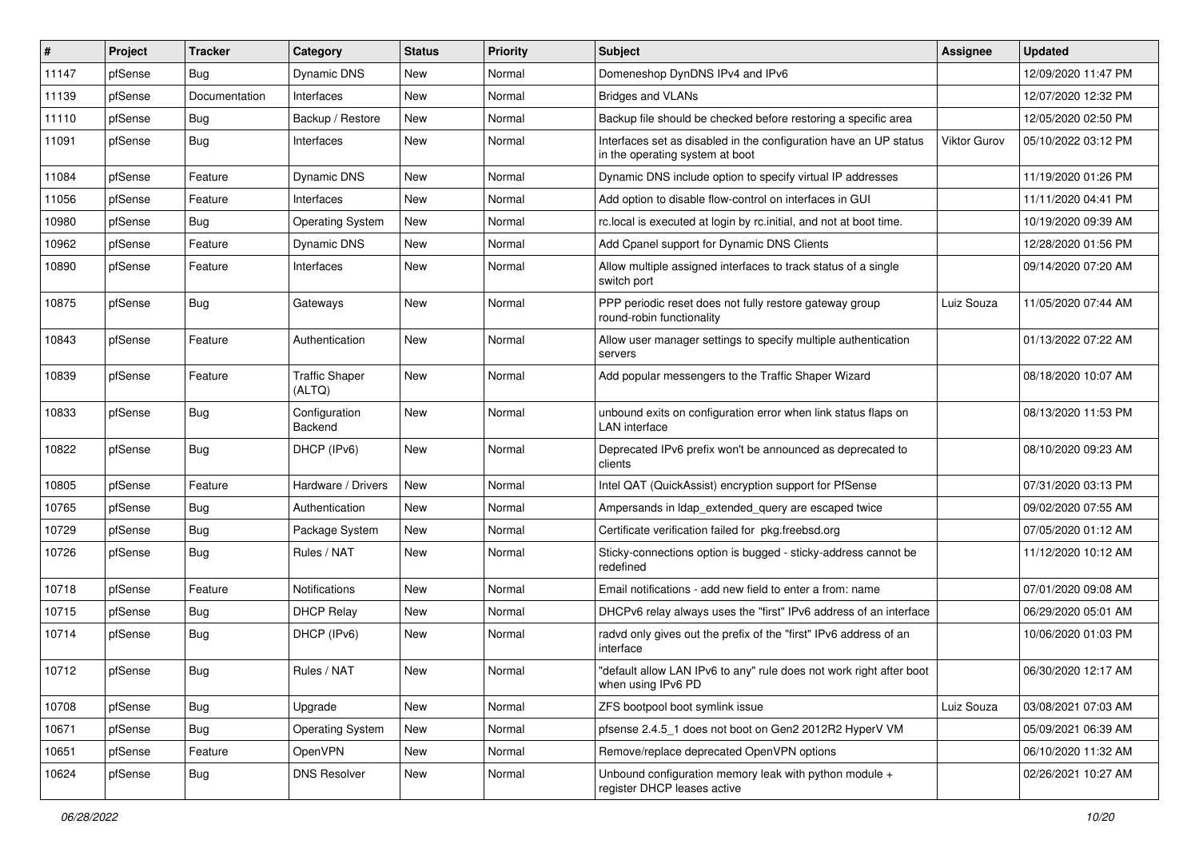| # | Project | Tracker | Category | Status | Priority | Subject | Assignee | Updated |
|---|---|---|---|---|---|---|---|---|
| 11147 | pfSense | Bug | Dynamic DNS | New | Normal | Domeneshop DynDNS IPv4 and IPv6 | | 12/09/2020 11:47 PM |
| 11139 | pfSense | Documentation | Interfaces | New | Normal | Bridges and VLANs | | 12/07/2020 12:32 PM |
| 11110 | pfSense | Bug | Backup / Restore | New | Normal | Backup file should be checked before restoring a specific area | | 12/05/2020 02:50 PM |
| 11091 | pfSense | Bug | Interfaces | New | Normal | Interfaces set as disabled in the configuration have an UP status in the operating system at boot | Viktor Gurov | 05/10/2022 03:12 PM |
| 11084 | pfSense | Feature | Dynamic DNS | New | Normal | Dynamic DNS include option to specify virtual IP addresses | | 11/19/2020 01:26 PM |
| 11056 | pfSense | Feature | Interfaces | New | Normal | Add option to disable flow-control on interfaces in GUI | | 11/11/2020 04:41 PM |
| 10980 | pfSense | Bug | Operating System | New | Normal | rc.local is executed at login by rc.initial, and not at boot time. | | 10/19/2020 09:39 AM |
| 10962 | pfSense | Feature | Dynamic DNS | New | Normal | Add Cpanel support for Dynamic DNS Clients | | 12/28/2020 01:56 PM |
| 10890 | pfSense | Feature | Interfaces | New | Normal | Allow multiple assigned interfaces to track status of a single switch port | | 09/14/2020 07:20 AM |
| 10875 | pfSense | Bug | Gateways | New | Normal | PPP periodic reset does not fully restore gateway group round-robin functionality | Luiz Souza | 11/05/2020 07:44 AM |
| 10843 | pfSense | Feature | Authentication | New | Normal | Allow user manager settings to specify multiple authentication servers | | 01/13/2022 07:22 AM |
| 10839 | pfSense | Feature | Traffic Shaper (ALTQ) | New | Normal | Add popular messengers to the Traffic Shaper Wizard | | 08/18/2020 10:07 AM |
| 10833 | pfSense | Bug | Configuration Backend | New | Normal | unbound exits on configuration error when link status flaps on LAN interface | | 08/13/2020 11:53 PM |
| 10822 | pfSense | Bug | DHCP (IPv6) | New | Normal | Deprecated IPv6 prefix won't be announced as deprecated to clients | | 08/10/2020 09:23 AM |
| 10805 | pfSense | Feature | Hardware / Drivers | New | Normal | Intel QAT (QuickAssist) encryption support for PfSense | | 07/31/2020 03:13 PM |
| 10765 | pfSense | Bug | Authentication | New | Normal | Ampersands in ldap_extended_query are escaped twice | | 09/02/2020 07:55 AM |
| 10729 | pfSense | Bug | Package System | New | Normal | Certificate verification failed for pkg.freebsd.org | | 07/05/2020 01:12 AM |
| 10726 | pfSense | Bug | Rules / NAT | New | Normal | Sticky-connections option is bugged - sticky-address cannot be redefined | | 11/12/2020 10:12 AM |
| 10718 | pfSense | Feature | Notifications | New | Normal | Email notifications - add new field to enter a from: name | | 07/01/2020 09:08 AM |
| 10715 | pfSense | Bug | DHCP Relay | New | Normal | DHCPv6 relay always uses the "first" IPv6 address of an interface | | 06/29/2020 05:01 AM |
| 10714 | pfSense | Bug | DHCP (IPv6) | New | Normal | radvd only gives out the prefix of the "first" IPv6 address of an interface | | 10/06/2020 01:03 PM |
| 10712 | pfSense | Bug | Rules / NAT | New | Normal | "default allow LAN IPv6 to any" rule does not work right after boot when using IPv6 PD | | 06/30/2020 12:17 AM |
| 10708 | pfSense | Bug | Upgrade | New | Normal | ZFS bootpool boot symlink issue | Luiz Souza | 03/08/2021 07:03 AM |
| 10671 | pfSense | Bug | Operating System | New | Normal | pfsense 2.4.5_1 does not boot on Gen2 2012R2 HyperV VM | | 05/09/2021 06:39 AM |
| 10651 | pfSense | Feature | OpenVPN | New | Normal | Remove/replace deprecated OpenVPN options | | 06/10/2020 11:32 AM |
| 10624 | pfSense | Bug | DNS Resolver | New | Normal | Unbound configuration memory leak with python module + register DHCP leases active | | 02/26/2021 10:27 AM |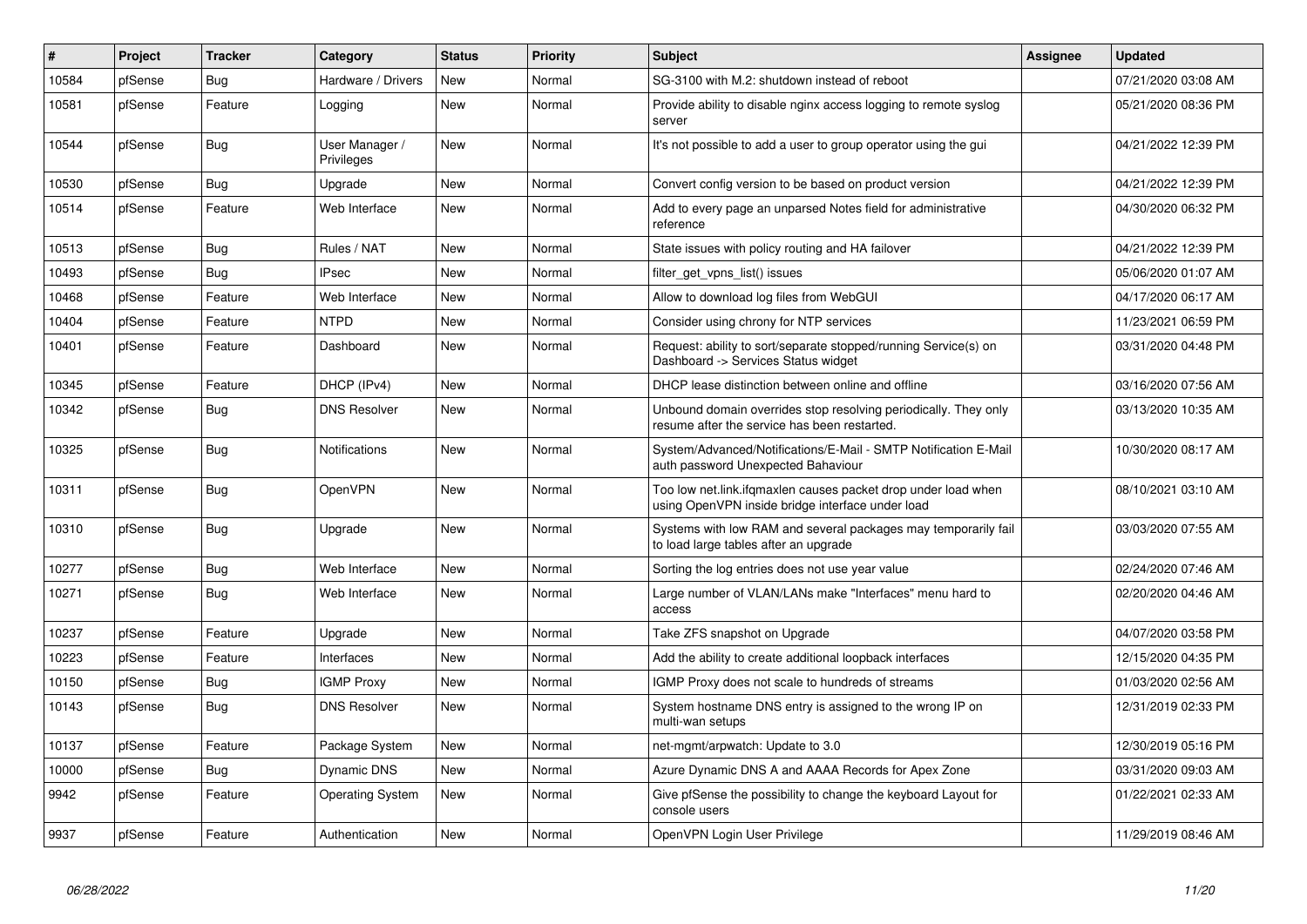| # | Project | Tracker | Category | Status | Priority | Subject | Assignee | Updated |
|---|---|---|---|---|---|---|---|---|
| 10584 | pfSense | Bug | Hardware / Drivers | New | Normal | SG-3100 with M.2: shutdown instead of reboot | | 07/21/2020 03:08 AM |
| 10581 | pfSense | Feature | Logging | New | Normal | Provide ability to disable nginx access logging to remote syslog server | | 05/21/2020 08:36 PM |
| 10544 | pfSense | Bug | User Manager / Privileges | New | Normal | It's not possible to add a user to group operator using the gui | | 04/21/2022 12:39 PM |
| 10530 | pfSense | Bug | Upgrade | New | Normal | Convert config version to be based on product version | | 04/21/2022 12:39 PM |
| 10514 | pfSense | Feature | Web Interface | New | Normal | Add to every page an unparsed Notes field for administrative reference | | 04/30/2020 06:32 PM |
| 10513 | pfSense | Bug | Rules / NAT | New | Normal | State issues with policy routing and HA failover | | 04/21/2022 12:39 PM |
| 10493 | pfSense | Bug | IPsec | New | Normal | filter_get_vpns_list() issues | | 05/06/2020 01:07 AM |
| 10468 | pfSense | Feature | Web Interface | New | Normal | Allow to download log files from WebGUI | | 04/17/2020 06:17 AM |
| 10404 | pfSense | Feature | NTPD | New | Normal | Consider using chrony for NTP services | | 11/23/2021 06:59 PM |
| 10401 | pfSense | Feature | Dashboard | New | Normal | Request: ability to sort/separate stopped/running Service(s) on Dashboard -> Services Status widget | | 03/31/2020 04:48 PM |
| 10345 | pfSense | Feature | DHCP (IPv4) | New | Normal | DHCP lease distinction between online and offline | | 03/16/2020 07:56 AM |
| 10342 | pfSense | Bug | DNS Resolver | New | Normal | Unbound domain overrides stop resolving periodically. They only resume after the service has been restarted. | | 03/13/2020 10:35 AM |
| 10325 | pfSense | Bug | Notifications | New | Normal | System/Advanced/Notifications/E-Mail - SMTP Notification E-Mail auth password Unexpected Bahaviour | | 10/30/2020 08:17 AM |
| 10311 | pfSense | Bug | OpenVPN | New | Normal | Too low net.link.ifqmaxlen causes packet drop under load when using OpenVPN inside bridge interface under load | | 08/10/2021 03:10 AM |
| 10310 | pfSense | Bug | Upgrade | New | Normal | Systems with low RAM and several packages may temporarily fail to load large tables after an upgrade | | 03/03/2020 07:55 AM |
| 10277 | pfSense | Bug | Web Interface | New | Normal | Sorting the log entries does not use year value | | 02/24/2020 07:46 AM |
| 10271 | pfSense | Bug | Web Interface | New | Normal | Large number of VLAN/LANs make "Interfaces" menu hard to access | | 02/20/2020 04:46 AM |
| 10237 | pfSense | Feature | Upgrade | New | Normal | Take ZFS snapshot on Upgrade | | 04/07/2020 03:58 PM |
| 10223 | pfSense | Feature | Interfaces | New | Normal | Add the ability to create additional loopback interfaces | | 12/15/2020 04:35 PM |
| 10150 | pfSense | Bug | IGMP Proxy | New | Normal | IGMP Proxy does not scale to hundreds of streams | | 01/03/2020 02:56 AM |
| 10143 | pfSense | Bug | DNS Resolver | New | Normal | System hostname DNS entry is assigned to the wrong IP on multi-wan setups | | 12/31/2019 02:33 PM |
| 10137 | pfSense | Feature | Package System | New | Normal | net-mgmt/arpwatch: Update to 3.0 | | 12/30/2019 05:16 PM |
| 10000 | pfSense | Bug | Dynamic DNS | New | Normal | Azure Dynamic DNS A and AAAA Records for Apex Zone | | 03/31/2020 09:03 AM |
| 9942 | pfSense | Feature | Operating System | New | Normal | Give pfSense the possibility to change the keyboard Layout for console users | | 01/22/2021 02:33 AM |
| 9937 | pfSense | Feature | Authentication | New | Normal | OpenVPN Login User Privilege | | 11/29/2019 08:46 AM |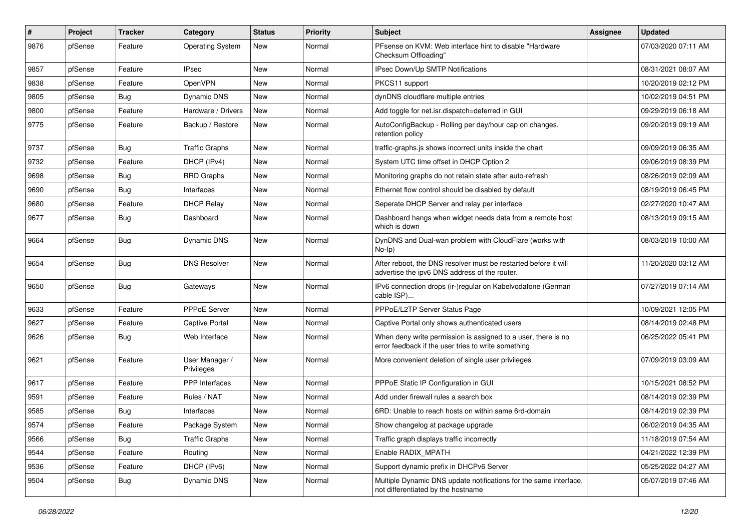| # | Project | Tracker | Category | Status | Priority | Subject | Assignee | Updated |
|---|---|---|---|---|---|---|---|---|
| 9876 | pfSense | Feature | Operating System | New | Normal | PFsense on KVM: Web interface hint to disable "Hardware Checksum Offloading" | | 07/03/2020 07:11 AM |
| 9857 | pfSense | Feature | IPsec | New | Normal | IPsec Down/Up SMTP Notifications | | 08/31/2021 08:07 AM |
| 9838 | pfSense | Feature | OpenVPN | New | Normal | PKCS11 support | | 10/20/2019 02:12 PM |
| 9805 | pfSense | Bug | Dynamic DNS | New | Normal | dynDNS cloudflare multiple entries | | 10/02/2019 04:51 PM |
| 9800 | pfSense | Feature | Hardware / Drivers | New | Normal | Add toggle for net.isr.dispatch=deferred in GUI | | 09/29/2019 06:18 AM |
| 9775 | pfSense | Feature | Backup / Restore | New | Normal | AutoConfigBackup - Rolling per day/hour cap on changes, retention policy | | 09/20/2019 09:19 AM |
| 9737 | pfSense | Bug | Traffic Graphs | New | Normal | traffic-graphs.js shows incorrect units inside the chart | | 09/09/2019 06:35 AM |
| 9732 | pfSense | Feature | DHCP (IPv4) | New | Normal | System UTC time offset in DHCP Option 2 | | 09/06/2019 08:39 PM |
| 9698 | pfSense | Bug | RRD Graphs | New | Normal | Monitoring graphs do not retain state after auto-refresh | | 08/26/2019 02:09 AM |
| 9690 | pfSense | Bug | Interfaces | New | Normal | Ethernet flow control should be disabled by default | | 08/19/2019 06:45 PM |
| 9680 | pfSense | Feature | DHCP Relay | New | Normal | Seperate DHCP Server and relay per interface | | 02/27/2020 10:47 AM |
| 9677 | pfSense | Bug | Dashboard | New | Normal | Dashboard hangs when widget needs data from a remote host which is down | | 08/13/2019 09:15 AM |
| 9664 | pfSense | Bug | Dynamic DNS | New | Normal | DynDNS and Dual-wan problem with CloudFlare (works with No-Ip) | | 08/03/2019 10:00 AM |
| 9654 | pfSense | Bug | DNS Resolver | New | Normal | After reboot, the DNS resolver must be restarted before it will advertise the ipv6 DNS address of the router. | | 11/20/2020 03:12 AM |
| 9650 | pfSense | Bug | Gateways | New | Normal | IPv6 connection drops (ir-)regular on Kabelvodafone (German cable ISP)... | | 07/27/2019 07:14 AM |
| 9633 | pfSense | Feature | PPPoE Server | New | Normal | PPPoE/L2TP Server Status Page | | 10/09/2021 12:05 PM |
| 9627 | pfSense | Feature | Captive Portal | New | Normal | Captive Portal only shows authenticated users | | 08/14/2019 02:48 PM |
| 9626 | pfSense | Bug | Web Interface | New | Normal | When deny write permission is assigned to a user, there is no error feedback if the user tries to write something | | 06/25/2022 05:41 PM |
| 9621 | pfSense | Feature | User Manager / Privileges | New | Normal | More convenient deletion of single user privileges | | 07/09/2019 03:09 AM |
| 9617 | pfSense | Feature | PPP Interfaces | New | Normal | PPPoE Static IP Configuration in GUI | | 10/15/2021 08:52 PM |
| 9591 | pfSense | Feature | Rules / NAT | New | Normal | Add under firewall rules a search box | | 08/14/2019 02:39 PM |
| 9585 | pfSense | Bug | Interfaces | New | Normal | 6RD: Unable to reach hosts on within same 6rd-domain | | 08/14/2019 02:39 PM |
| 9574 | pfSense | Feature | Package System | New | Normal | Show changelog at package upgrade | | 06/02/2019 04:35 AM |
| 9566 | pfSense | Bug | Traffic Graphs | New | Normal | Traffic graph displays traffic incorrectly | | 11/18/2019 07:54 AM |
| 9544 | pfSense | Feature | Routing | New | Normal | Enable RADIX_MPATH | | 04/21/2022 12:39 PM |
| 9536 | pfSense | Feature | DHCP (IPv6) | New | Normal | Support dynamic prefix in DHCPv6 Server | | 05/25/2022 04:27 AM |
| 9504 | pfSense | Bug | Dynamic DNS | New | Normal | Multiple Dynamic DNS update notifications for the same interface, not differentiated by the hostname | | 05/07/2019 07:46 AM |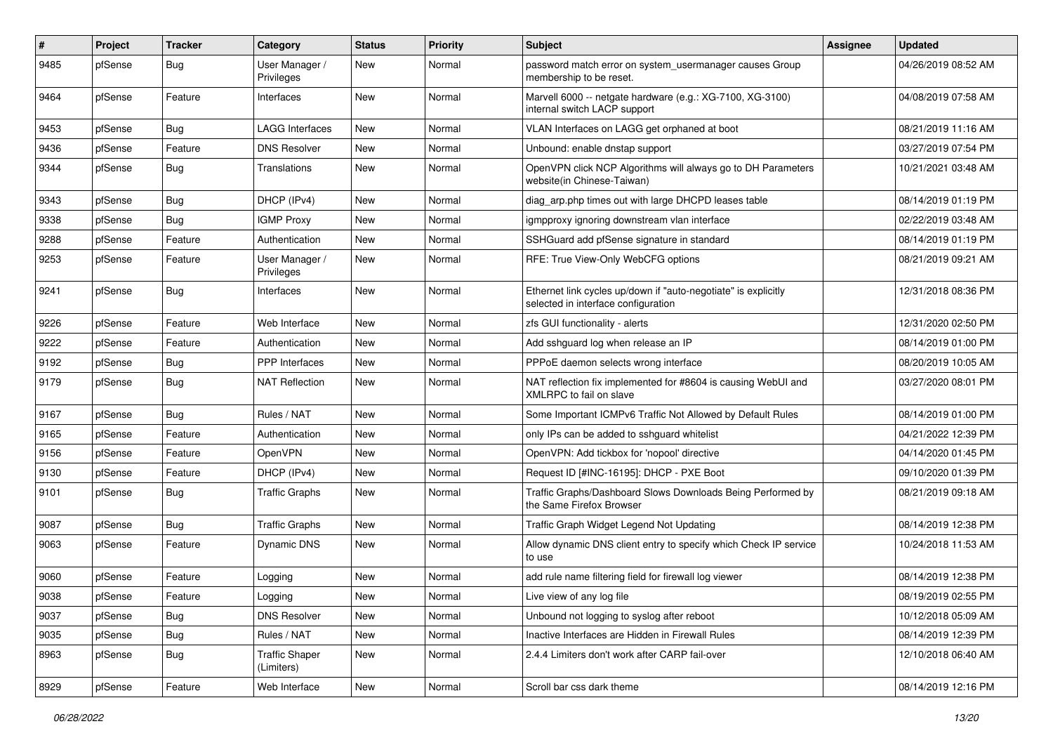| # | Project | Tracker | Category | Status | Priority | Subject | Assignee | Updated |
|---|---|---|---|---|---|---|---|---|
| 9485 | pfSense | Bug | User Manager / Privileges | New | Normal | password match error on system_usermanager causes Group membership to be reset. | | 04/26/2019 08:52 AM |
| 9464 | pfSense | Feature | Interfaces | New | Normal | Marvell 6000 -- netgate hardware (e.g.: XG-7100, XG-3100) internal switch LACP support | | 04/08/2019 07:58 AM |
| 9453 | pfSense | Bug | LAGG Interfaces | New | Normal | VLAN Interfaces on LAGG get orphaned at boot | | 08/21/2019 11:16 AM |
| 9436 | pfSense | Feature | DNS Resolver | New | Normal | Unbound: enable dnstap support | | 03/27/2019 07:54 PM |
| 9344 | pfSense | Bug | Translations | New | Normal | OpenVPN click NCP Algorithms will always go to DH Parameters website(in Chinese-Taiwan) | | 10/21/2021 03:48 AM |
| 9343 | pfSense | Bug | DHCP (IPv4) | New | Normal | diag_arp.php times out with large DHCPD leases table | | 08/14/2019 01:19 PM |
| 9338 | pfSense | Bug | IGMP Proxy | New | Normal | igmpproxy ignoring downstream vlan interface | | 02/22/2019 03:48 AM |
| 9288 | pfSense | Feature | Authentication | New | Normal | SSHGuard add pfSense signature in standard | | 08/14/2019 01:19 PM |
| 9253 | pfSense | Feature | User Manager / Privileges | New | Normal | RFE: True View-Only WebCFG options | | 08/21/2019 09:21 AM |
| 9241 | pfSense | Bug | Interfaces | New | Normal | Ethernet link cycles up/down if "auto-negotiate" is explicitly selected in interface configuration | | 12/31/2018 08:36 PM |
| 9226 | pfSense | Feature | Web Interface | New | Normal | zfs GUI functionality - alerts | | 12/31/2020 02:50 PM |
| 9222 | pfSense | Feature | Authentication | New | Normal | Add sshguard log when release an IP | | 08/14/2019 01:00 PM |
| 9192 | pfSense | Bug | PPP Interfaces | New | Normal | PPPoE daemon selects wrong interface | | 08/20/2019 10:05 AM |
| 9179 | pfSense | Bug | NAT Reflection | New | Normal | NAT reflection fix implemented for #8604 is causing WebUI and XMLRPC to fail on slave | | 03/27/2020 08:01 PM |
| 9167 | pfSense | Bug | Rules / NAT | New | Normal | Some Important ICMPv6 Traffic Not Allowed by Default Rules | | 08/14/2019 01:00 PM |
| 9165 | pfSense | Feature | Authentication | New | Normal | only IPs can be added to sshguard whitelist | | 04/21/2022 12:39 PM |
| 9156 | pfSense | Feature | OpenVPN | New | Normal | OpenVPN: Add tickbox for 'nopool' directive | | 04/14/2020 01:45 PM |
| 9130 | pfSense | Feature | DHCP (IPv4) | New | Normal | Request ID [#INC-16195]: DHCP - PXE Boot | | 09/10/2020 01:39 PM |
| 9101 | pfSense | Bug | Traffic Graphs | New | Normal | Traffic Graphs/Dashboard Slows Downloads Being Performed by the Same Firefox Browser | | 08/21/2019 09:18 AM |
| 9087 | pfSense | Bug | Traffic Graphs | New | Normal | Traffic Graph Widget Legend Not Updating | | 08/14/2019 12:38 PM |
| 9063 | pfSense | Feature | Dynamic DNS | New | Normal | Allow dynamic DNS client entry to specify which Check IP service to use | | 10/24/2018 11:53 AM |
| 9060 | pfSense | Feature | Logging | New | Normal | add rule name filtering field for firewall log viewer | | 08/14/2019 12:38 PM |
| 9038 | pfSense | Feature | Logging | New | Normal | Live view of any log file | | 08/19/2019 02:55 PM |
| 9037 | pfSense | Bug | DNS Resolver | New | Normal | Unbound not logging to syslog after reboot | | 10/12/2018 05:09 AM |
| 9035 | pfSense | Bug | Rules / NAT | New | Normal | Inactive Interfaces are Hidden in Firewall Rules | | 08/14/2019 12:39 PM |
| 8963 | pfSense | Bug | Traffic Shaper (Limiters) | New | Normal | 2.4.4 Limiters don't work after CARP fail-over | | 12/10/2018 06:40 AM |
| 8929 | pfSense | Feature | Web Interface | New | Normal | Scroll bar css dark theme | | 08/14/2019 12:16 PM |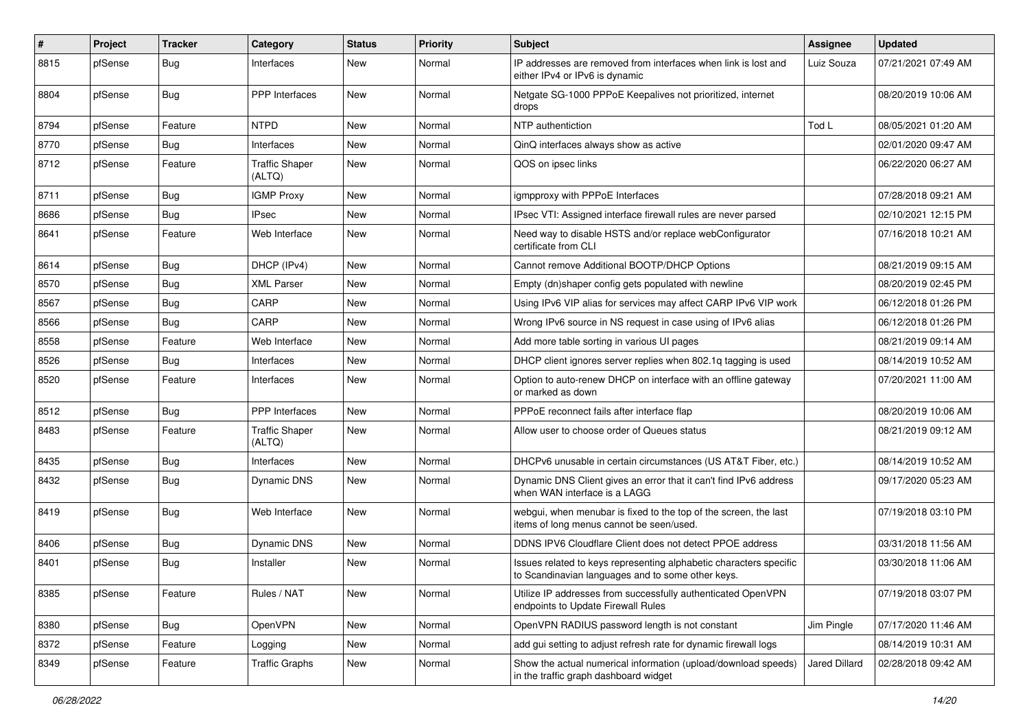| # | Project | Tracker | Category | Status | Priority | Subject | Assignee | Updated |
|---|---|---|---|---|---|---|---|---|
| 8815 | pfSense | Bug | Interfaces | New | Normal | IP addresses are removed from interfaces when link is lost and either IPv4 or IPv6 is dynamic | Luiz Souza | 07/21/2021 07:49 AM |
| 8804 | pfSense | Bug | PPP Interfaces | New | Normal | Netgate SG-1000 PPPoE Keepalives not prioritized, internet drops | | 08/20/2019 10:06 AM |
| 8794 | pfSense | Feature | NTPD | New | Normal | NTP authentiction | Tod L | 08/05/2021 01:20 AM |
| 8770 | pfSense | Bug | Interfaces | New | Normal | QinQ interfaces always show as active | | 02/01/2020 09:47 AM |
| 8712 | pfSense | Feature | Traffic Shaper (ALTQ) | New | Normal | QOS on ipsec links | | 06/22/2020 06:27 AM |
| 8711 | pfSense | Bug | IGMP Proxy | New | Normal | igmpproxy with PPPoE Interfaces | | 07/28/2018 09:21 AM |
| 8686 | pfSense | Bug | IPsec | New | Normal | IPsec VTI: Assigned interface firewall rules are never parsed | | 02/10/2021 12:15 PM |
| 8641 | pfSense | Feature | Web Interface | New | Normal | Need way to disable HSTS and/or replace webConfigurator certificate from CLI | | 07/16/2018 10:21 AM |
| 8614 | pfSense | Bug | DHCP (IPv4) | New | Normal | Cannot remove Additional BOOTP/DHCP Options | | 08/21/2019 09:15 AM |
| 8570 | pfSense | Bug | XML Parser | New | Normal | Empty (dn)shaper config gets populated with newline | | 08/20/2019 02:45 PM |
| 8567 | pfSense | Bug | CARP | New | Normal | Using IPv6 VIP alias for services may affect CARP IPv6 VIP work | | 06/12/2018 01:26 PM |
| 8566 | pfSense | Bug | CARP | New | Normal | Wrong IPv6 source in NS request in case using of IPv6 alias | | 06/12/2018 01:26 PM |
| 8558 | pfSense | Feature | Web Interface | New | Normal | Add more table sorting in various UI pages | | 08/21/2019 09:14 AM |
| 8526 | pfSense | Bug | Interfaces | New | Normal | DHCP client ignores server replies when 802.1q tagging is used | | 08/14/2019 10:52 AM |
| 8520 | pfSense | Feature | Interfaces | New | Normal | Option to auto-renew DHCP on interface with an offline gateway or marked as down | | 07/20/2021 11:00 AM |
| 8512 | pfSense | Bug | PPP Interfaces | New | Normal | PPPoE reconnect fails after interface flap | | 08/20/2019 10:06 AM |
| 8483 | pfSense | Feature | Traffic Shaper (ALTQ) | New | Normal | Allow user to choose order of Queues status | | 08/21/2019 09:12 AM |
| 8435 | pfSense | Bug | Interfaces | New | Normal | DHCPv6 unusable in certain circumstances (US AT&T Fiber, etc.) | | 08/14/2019 10:52 AM |
| 8432 | pfSense | Bug | Dynamic DNS | New | Normal | Dynamic DNS Client gives an error that it can't find IPv6 address when WAN interface is a LAGG | | 09/17/2020 05:23 AM |
| 8419 | pfSense | Bug | Web Interface | New | Normal | webgui, when menubar is fixed to the top of the screen, the last items of long menus cannot be seen/used. | | 07/19/2018 03:10 PM |
| 8406 | pfSense | Bug | Dynamic DNS | New | Normal | DDNS IPV6 Cloudflare Client does not detect PPOE address | | 03/31/2018 11:56 AM |
| 8401 | pfSense | Bug | Installer | New | Normal | Issues related to keys representing alphabetic characters specific to Scandinavian languages and to some other keys. | | 03/30/2018 11:06 AM |
| 8385 | pfSense | Feature | Rules / NAT | New | Normal | Utilize IP addresses from successfully authenticated OpenVPN endpoints to Update Firewall Rules | | 07/19/2018 03:07 PM |
| 8380 | pfSense | Bug | OpenVPN | New | Normal | OpenVPN RADIUS password length is not constant | Jim Pingle | 07/17/2020 11:46 AM |
| 8372 | pfSense | Feature | Logging | New | Normal | add gui setting to adjust refresh rate for dynamic firewall logs | | 08/14/2019 10:31 AM |
| 8349 | pfSense | Feature | Traffic Graphs | New | Normal | Show the actual numerical information (upload/download speeds) in the traffic graph dashboard widget | Jared Dillard | 02/28/2018 09:42 AM |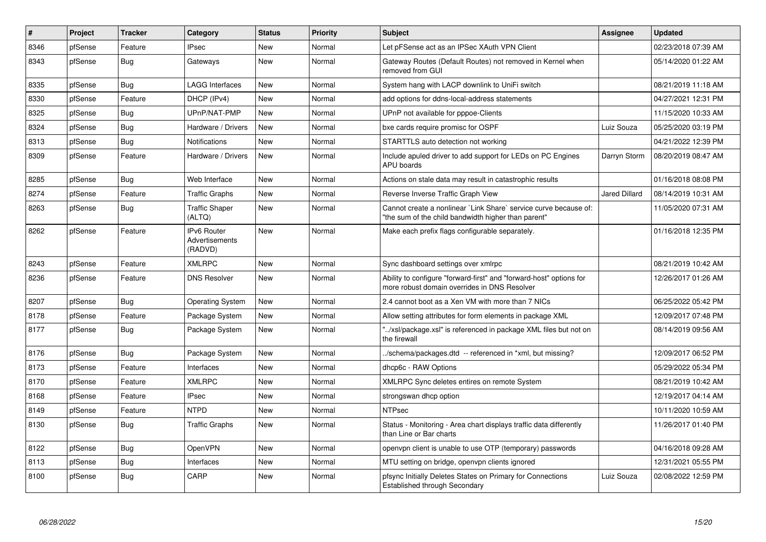| # | Project | Tracker | Category | Status | Priority | Subject | Assignee | Updated |
|---|---|---|---|---|---|---|---|---|
| 8346 | pfSense | Feature | IPsec | New | Normal | Let pFSense act as an IPSec XAuth VPN Client | | 02/23/2018 07:39 AM |
| 8343 | pfSense | Bug | Gateways | New | Normal | Gateway Routes (Default Routes) not removed in Kernel when removed from GUI | | 05/14/2020 01:22 AM |
| 8335 | pfSense | Bug | LAGG Interfaces | New | Normal | System hang with LACP downlink to UniFi switch | | 08/21/2019 11:18 AM |
| 8330 | pfSense | Feature | DHCP (IPv4) | New | Normal | add options for ddns-local-address statements | | 04/27/2021 12:31 PM |
| 8325 | pfSense | Bug | UPnP/NAT-PMP | New | Normal | UPnP not available for pppoe-Clients | | 11/15/2020 10:33 AM |
| 8324 | pfSense | Bug | Hardware / Drivers | New | Normal | bxe cards require promisc for OSPF | Luiz Souza | 05/25/2020 03:19 PM |
| 8313 | pfSense | Bug | Notifications | New | Normal | STARTTLS auto detection not working | | 04/21/2022 12:39 PM |
| 8309 | pfSense | Feature | Hardware / Drivers | New | Normal | Include apuled driver to add support for LEDs on PC Engines APU boards | Darryn Storm | 08/20/2019 08:47 AM |
| 8285 | pfSense | Bug | Web Interface | New | Normal | Actions on stale data may result in catastrophic results | | 01/16/2018 08:08 PM |
| 8274 | pfSense | Feature | Traffic Graphs | New | Normal | Reverse Inverse Traffic Graph View | Jared Dillard | 08/14/2019 10:31 AM |
| 8263 | pfSense | Bug | Traffic Shaper (ALTQ) | New | Normal | Cannot create a nonlinear `Link Share` service curve because of: "the sum of the child bandwidth higher than parent" | | 11/05/2020 07:31 AM |
| 8262 | pfSense | Feature | IPv6 Router Advertisements (RADVD) | New | Normal | Make each prefix flags configurable separately. | | 01/16/2018 12:35 PM |
| 8243 | pfSense | Feature | XMLRPC | New | Normal | Sync dashboard settings over xmlrpc | | 08/21/2019 10:42 AM |
| 8236 | pfSense | Feature | DNS Resolver | New | Normal | Ability to configure "forward-first" and "forward-host" options for more robust domain overrides in DNS Resolver | | 12/26/2017 01:26 AM |
| 8207 | pfSense | Bug | Operating System | New | Normal | 2.4 cannot boot as a Xen VM with more than 7 NICs | | 06/25/2022 05:42 PM |
| 8178 | pfSense | Feature | Package System | New | Normal | Allow setting attributes for form elements in package XML | | 12/09/2017 07:48 PM |
| 8177 | pfSense | Bug | Package System | New | Normal | "../xsl/package.xsl" is referenced in package XML files but not on the firewall | | 08/14/2019 09:56 AM |
| 8176 | pfSense | Bug | Package System | New | Normal | ../schema/packages.dtd -- referenced in *xml, but missing? | | 12/09/2017 06:52 PM |
| 8173 | pfSense | Feature | Interfaces | New | Normal | dhcp6c - RAW Options | | 05/29/2022 05:34 PM |
| 8170 | pfSense | Feature | XMLRPC | New | Normal | XMLRPC Sync deletes entires on remote System | | 08/21/2019 10:42 AM |
| 8168 | pfSense | Feature | IPsec | New | Normal | strongswan dhcp option | | 12/19/2017 04:14 AM |
| 8149 | pfSense | Feature | NTPD | New | Normal | NTPsec | | 10/11/2020 10:59 AM |
| 8130 | pfSense | Bug | Traffic Graphs | New | Normal | Status - Monitoring - Area chart displays traffic data differently than Line or Bar charts | | 11/26/2017 01:40 PM |
| 8122 | pfSense | Bug | OpenVPN | New | Normal | openvpn client is unable to use OTP (temporary) passwords | | 04/16/2018 09:28 AM |
| 8113 | pfSense | Bug | Interfaces | New | Normal | MTU setting on bridge, openvpn clients ignored | | 12/31/2021 05:55 PM |
| 8100 | pfSense | Bug | CARP | New | Normal | pfsync Initially Deletes States on Primary for Connections Established through Secondary | Luiz Souza | 02/08/2022 12:59 PM |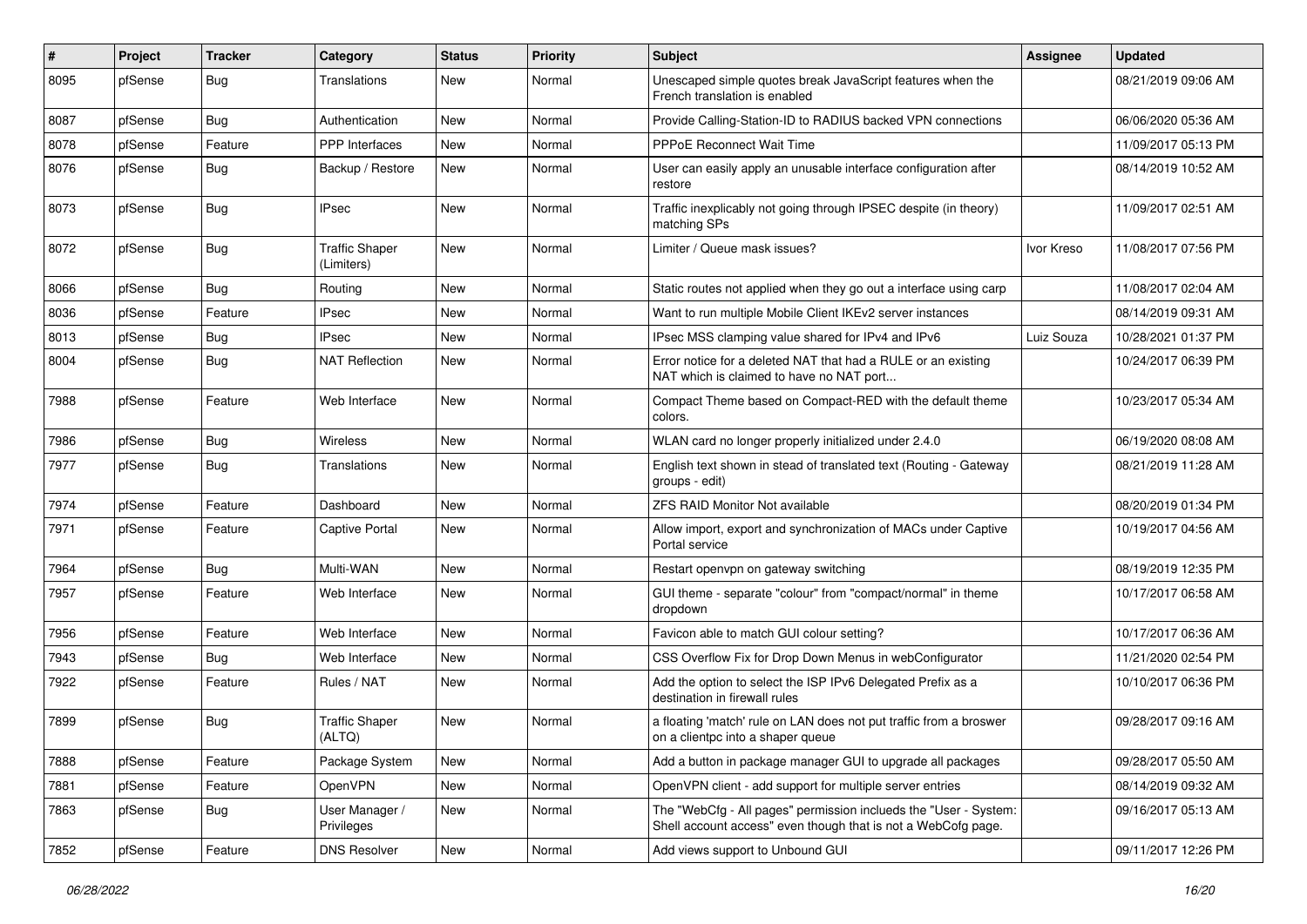| # | Project | Tracker | Category | Status | Priority | Subject | Assignee | Updated |
|---|---|---|---|---|---|---|---|---|
| 8095 | pfSense | Bug | Translations | New | Normal | Unescaped simple quotes break JavaScript features when the French translation is enabled | | 08/21/2019 09:06 AM |
| 8087 | pfSense | Bug | Authentication | New | Normal | Provide Calling-Station-ID to RADIUS backed VPN connections | | 06/06/2020 05:36 AM |
| 8078 | pfSense | Feature | PPP Interfaces | New | Normal | PPPoE Reconnect Wait Time | | 11/09/2017 05:13 PM |
| 8076 | pfSense | Bug | Backup / Restore | New | Normal | User can easily apply an unusable interface configuration after restore | | 08/14/2019 10:52 AM |
| 8073 | pfSense | Bug | IPsec | New | Normal | Traffic inexplicably not going through IPSEC despite (in theory) matching SPs | | 11/09/2017 02:51 AM |
| 8072 | pfSense | Bug | Traffic Shaper (Limiters) | New | Normal | Limiter / Queue mask issues? | Ivor Kreso | 11/08/2017 07:56 PM |
| 8066 | pfSense | Bug | Routing | New | Normal | Static routes not applied when they go out a interface using carp | | 11/08/2017 02:04 AM |
| 8036 | pfSense | Feature | IPsec | New | Normal | Want to run multiple Mobile Client IKEv2 server instances | | 08/14/2019 09:31 AM |
| 8013 | pfSense | Bug | IPsec | New | Normal | IPsec MSS clamping value shared for IPv4 and IPv6 | Luiz Souza | 10/28/2021 01:37 PM |
| 8004 | pfSense | Bug | NAT Reflection | New | Normal | Error notice for a deleted NAT that had a RULE or an existing NAT which is claimed to have no NAT port... | | 10/24/2017 06:39 PM |
| 7988 | pfSense | Feature | Web Interface | New | Normal | Compact Theme based on Compact-RED with the default theme colors. | | 10/23/2017 05:34 AM |
| 7986 | pfSense | Bug | Wireless | New | Normal | WLAN card no longer properly initialized under 2.4.0 | | 06/19/2020 08:08 AM |
| 7977 | pfSense | Bug | Translations | New | Normal | English text shown in stead of translated text (Routing - Gateway groups - edit) | | 08/21/2019 11:28 AM |
| 7974 | pfSense | Feature | Dashboard | New | Normal | ZFS RAID Monitor Not available | | 08/20/2019 01:34 PM |
| 7971 | pfSense | Feature | Captive Portal | New | Normal | Allow import, export and synchronization of MACs under Captive Portal service | | 10/19/2017 04:56 AM |
| 7964 | pfSense | Bug | Multi-WAN | New | Normal | Restart openvpn on gateway switching | | 08/19/2019 12:35 PM |
| 7957 | pfSense | Feature | Web Interface | New | Normal | GUI theme - separate "colour" from "compact/normal" in theme dropdown | | 10/17/2017 06:58 AM |
| 7956 | pfSense | Feature | Web Interface | New | Normal | Favicon able to match GUI colour setting? | | 10/17/2017 06:36 AM |
| 7943 | pfSense | Bug | Web Interface | New | Normal | CSS Overflow Fix for Drop Down Menus in webConfigurator | | 11/21/2020 02:54 PM |
| 7922 | pfSense | Feature | Rules / NAT | New | Normal | Add the option to select the ISP IPv6 Delegated Prefix as a destination in firewall rules | | 10/10/2017 06:36 PM |
| 7899 | pfSense | Bug | Traffic Shaper (ALTQ) | New | Normal | a floating 'match' rule on LAN does not put traffic from a broswer on a clientpc into a shaper queue | | 09/28/2017 09:16 AM |
| 7888 | pfSense | Feature | Package System | New | Normal | Add a button in package manager GUI to upgrade all packages | | 09/28/2017 05:50 AM |
| 7881 | pfSense | Feature | OpenVPN | New | Normal | OpenVPN client - add support for multiple server entries | | 08/14/2019 09:32 AM |
| 7863 | pfSense | Bug | User Manager / Privileges | New | Normal | The "WebCfg - All pages" permission inclueds the "User - System: Shell account access" even though that is not a WebCofg page. | | 09/16/2017 05:13 AM |
| 7852 | pfSense | Feature | DNS Resolver | New | Normal | Add views support to Unbound GUI | | 09/11/2017 12:26 PM |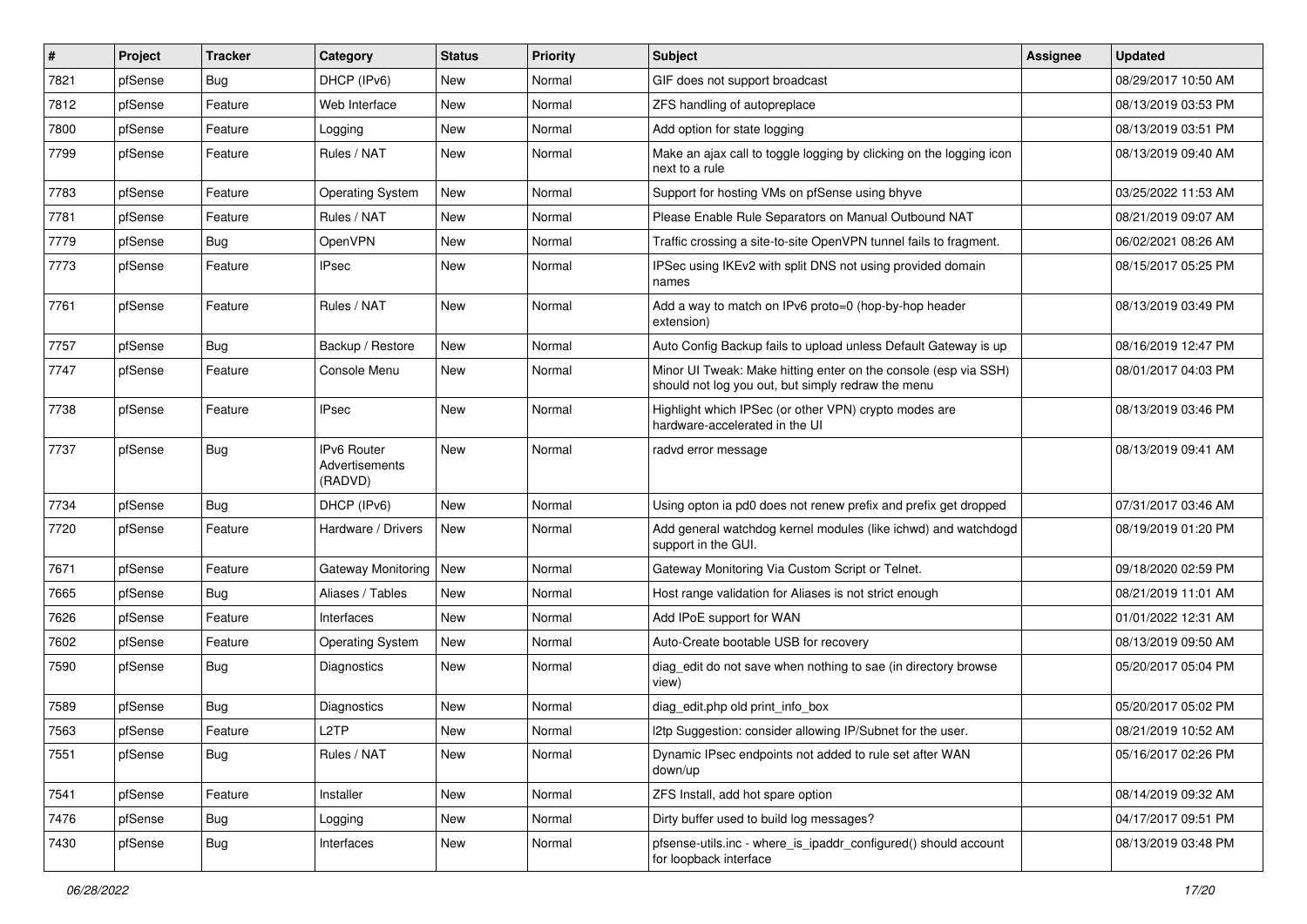| # | Project | Tracker | Category | Status | Priority | Subject | Assignee | Updated |
|---|---|---|---|---|---|---|---|---|
| 7821 | pfSense | Bug | DHCP (IPv6) | New | Normal | GIF does not support broadcast | | 08/29/2017 10:50 AM |
| 7812 | pfSense | Feature | Web Interface | New | Normal | ZFS handling of autopreplace | | 08/13/2019 03:53 PM |
| 7800 | pfSense | Feature | Logging | New | Normal | Add option for state logging | | 08/13/2019 03:51 PM |
| 7799 | pfSense | Feature | Rules / NAT | New | Normal | Make an ajax call to toggle logging by clicking on the logging icon next to a rule | | 08/13/2019 09:40 AM |
| 7783 | pfSense | Feature | Operating System | New | Normal | Support for hosting VMs on pfSense using bhyve | | 03/25/2022 11:53 AM |
| 7781 | pfSense | Feature | Rules / NAT | New | Normal | Please Enable Rule Separators on Manual Outbound NAT | | 08/21/2019 09:07 AM |
| 7779 | pfSense | Bug | OpenVPN | New | Normal | Traffic crossing a site-to-site OpenVPN tunnel fails to fragment. | | 06/02/2021 08:26 AM |
| 7773 | pfSense | Feature | IPsec | New | Normal | IPSec using IKEv2 with split DNS not using provided domain names | | 08/15/2017 05:25 PM |
| 7761 | pfSense | Feature | Rules / NAT | New | Normal | Add a way to match on IPv6 proto=0 (hop-by-hop header extension) | | 08/13/2019 03:49 PM |
| 7757 | pfSense | Bug | Backup / Restore | New | Normal | Auto Config Backup fails to upload unless Default Gateway is up | | 08/16/2019 12:47 PM |
| 7747 | pfSense | Feature | Console Menu | New | Normal | Minor UI Tweak: Make hitting enter on the console (esp via SSH) should not log you out, but simply redraw the menu | | 08/01/2017 04:03 PM |
| 7738 | pfSense | Feature | IPsec | New | Normal | Highlight which IPSec (or other VPN) crypto modes are hardware-accelerated in the UI | | 08/13/2019 03:46 PM |
| 7737 | pfSense | Bug | IPv6 Router Advertisements (RADVD) | New | Normal | radvd error message | | 08/13/2019 09:41 AM |
| 7734 | pfSense | Bug | DHCP (IPv6) | New | Normal | Using opton ia pd0 does not renew prefix and prefix get dropped | | 07/31/2017 03:46 AM |
| 7720 | pfSense | Feature | Hardware / Drivers | New | Normal | Add general watchdog kernel modules (like ichwd) and watchdogd support in the GUI. | | 08/19/2019 01:20 PM |
| 7671 | pfSense | Feature | Gateway Monitoring | New | Normal | Gateway Monitoring Via Custom Script or Telnet. | | 09/18/2020 02:59 PM |
| 7665 | pfSense | Bug | Aliases / Tables | New | Normal | Host range validation for Aliases is not strict enough | | 08/21/2019 11:01 AM |
| 7626 | pfSense | Feature | Interfaces | New | Normal | Add IPoE support for WAN | | 01/01/2022 12:31 AM |
| 7602 | pfSense | Feature | Operating System | New | Normal | Auto-Create bootable USB for recovery | | 08/13/2019 09:50 AM |
| 7590 | pfSense | Bug | Diagnostics | New | Normal | diag_edit do not save when nothing to sae (in directory browse view) | | 05/20/2017 05:04 PM |
| 7589 | pfSense | Bug | Diagnostics | New | Normal | diag_edit.php old print_info_box | | 05/20/2017 05:02 PM |
| 7563 | pfSense | Feature | L2TP | New | Normal | l2tp Suggestion: consider allowing IP/Subnet for the user. | | 08/21/2019 10:52 AM |
| 7551 | pfSense | Bug | Rules / NAT | New | Normal | Dynamic IPsec endpoints not added to rule set after WAN down/up | | 05/16/2017 02:26 PM |
| 7541 | pfSense | Feature | Installer | New | Normal | ZFS Install, add hot spare option | | 08/14/2019 09:32 AM |
| 7476 | pfSense | Bug | Logging | New | Normal | Dirty buffer used to build log messages? | | 04/17/2017 09:51 PM |
| 7430 | pfSense | Bug | Interfaces | New | Normal | pfsense-utils.inc - where_is_ipaddr_configured() should account for loopback interface | | 08/13/2019 03:48 PM |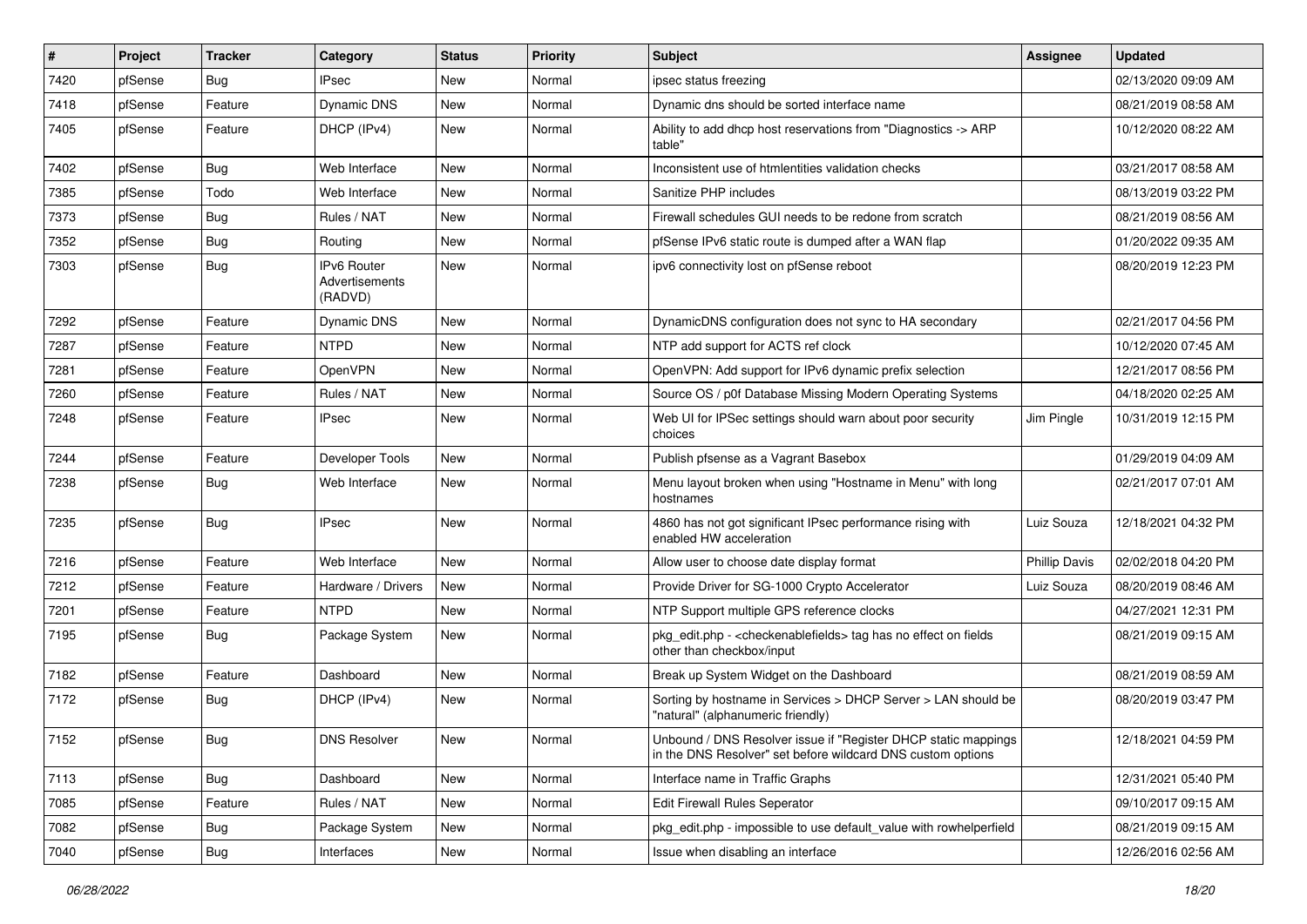| # | Project | Tracker | Category | Status | Priority | Subject | Assignee | Updated |
|---|---|---|---|---|---|---|---|---|
| 7420 | pfSense | Bug | IPsec | New | Normal | ipsec status freezing | | 02/13/2020 09:09 AM |
| 7418 | pfSense | Feature | Dynamic DNS | New | Normal | Dynamic dns should be sorted interface name | | 08/21/2019 08:58 AM |
| 7405 | pfSense | Feature | DHCP (IPv4) | New | Normal | Ability to add dhcp host reservations from "Diagnostics -> ARP table" | | 10/12/2020 08:22 AM |
| 7402 | pfSense | Bug | Web Interface | New | Normal | Inconsistent use of htmlentities validation checks | | 03/21/2017 08:58 AM |
| 7385 | pfSense | Todo | Web Interface | New | Normal | Sanitize PHP includes | | 08/13/2019 03:22 PM |
| 7373 | pfSense | Bug | Rules / NAT | New | Normal | Firewall schedules GUI needs to be redone from scratch | | 08/21/2019 08:56 AM |
| 7352 | pfSense | Bug | Routing | New | Normal | pfSense IPv6 static route is dumped after a WAN flap | | 01/20/2022 09:35 AM |
| 7303 | pfSense | Bug | IPv6 Router Advertisements (RADVD) | New | Normal | ipv6 connectivity lost on pfSense reboot | | 08/20/2019 12:23 PM |
| 7292 | pfSense | Feature | Dynamic DNS | New | Normal | DynamicDNS configuration does not sync to HA secondary | | 02/21/2017 04:56 PM |
| 7287 | pfSense | Feature | NTPD | New | Normal | NTP add support for ACTS ref clock | | 10/12/2020 07:45 AM |
| 7281 | pfSense | Feature | OpenVPN | New | Normal | OpenVPN: Add support for IPv6 dynamic prefix selection | | 12/21/2017 08:56 PM |
| 7260 | pfSense | Feature | Rules / NAT | New | Normal | Source OS / p0f Database Missing Modern Operating Systems | | 04/18/2020 02:25 AM |
| 7248 | pfSense | Feature | IPsec | New | Normal | Web UI for IPSec settings should warn about poor security choices | Jim Pingle | 10/31/2019 12:15 PM |
| 7244 | pfSense | Feature | Developer Tools | New | Normal | Publish pfsense as a Vagrant Basebox | | 01/29/2019 04:09 AM |
| 7238 | pfSense | Bug | Web Interface | New | Normal | Menu layout broken when using "Hostname in Menu" with long hostnames | | 02/21/2017 07:01 AM |
| 7235 | pfSense | Bug | IPsec | New | Normal | 4860 has not got significant IPsec performance rising with enabled HW acceleration | Luiz Souza | 12/18/2021 04:32 PM |
| 7216 | pfSense | Feature | Web Interface | New | Normal | Allow user to choose date display format | Phillip Davis | 02/02/2018 04:20 PM |
| 7212 | pfSense | Feature | Hardware / Drivers | New | Normal | Provide Driver for SG-1000 Crypto Accelerator | Luiz Souza | 08/20/2019 08:46 AM |
| 7201 | pfSense | Feature | NTPD | New | Normal | NTP Support multiple GPS reference clocks | | 04/27/2021 12:31 PM |
| 7195 | pfSense | Bug | Package System | New | Normal | pkg_edit.php - <checkenablefields> tag has no effect on fields other than checkbox/input | | 08/21/2019 09:15 AM |
| 7182 | pfSense | Feature | Dashboard | New | Normal | Break up System Widget on the Dashboard | | 08/21/2019 08:59 AM |
| 7172 | pfSense | Bug | DHCP (IPv4) | New | Normal | Sorting by hostname in Services > DHCP Server > LAN should be "natural" (alphanumeric friendly) | | 08/20/2019 03:47 PM |
| 7152 | pfSense | Bug | DNS Resolver | New | Normal | Unbound / DNS Resolver issue if "Register DHCP static mappings in the DNS Resolver" set before wildcard DNS custom options | | 12/18/2021 04:59 PM |
| 7113 | pfSense | Bug | Dashboard | New | Normal | Interface name in Traffic Graphs | | 12/31/2021 05:40 PM |
| 7085 | pfSense | Feature | Rules / NAT | New | Normal | Edit Firewall Rules Seperator | | 09/10/2017 09:15 AM |
| 7082 | pfSense | Bug | Package System | New | Normal | pkg_edit.php - impossible to use default_value with rowhelperfield | | 08/21/2019 09:15 AM |
| 7040 | pfSense | Bug | Interfaces | New | Normal | Issue when disabling an interface | | 12/26/2016 02:56 AM |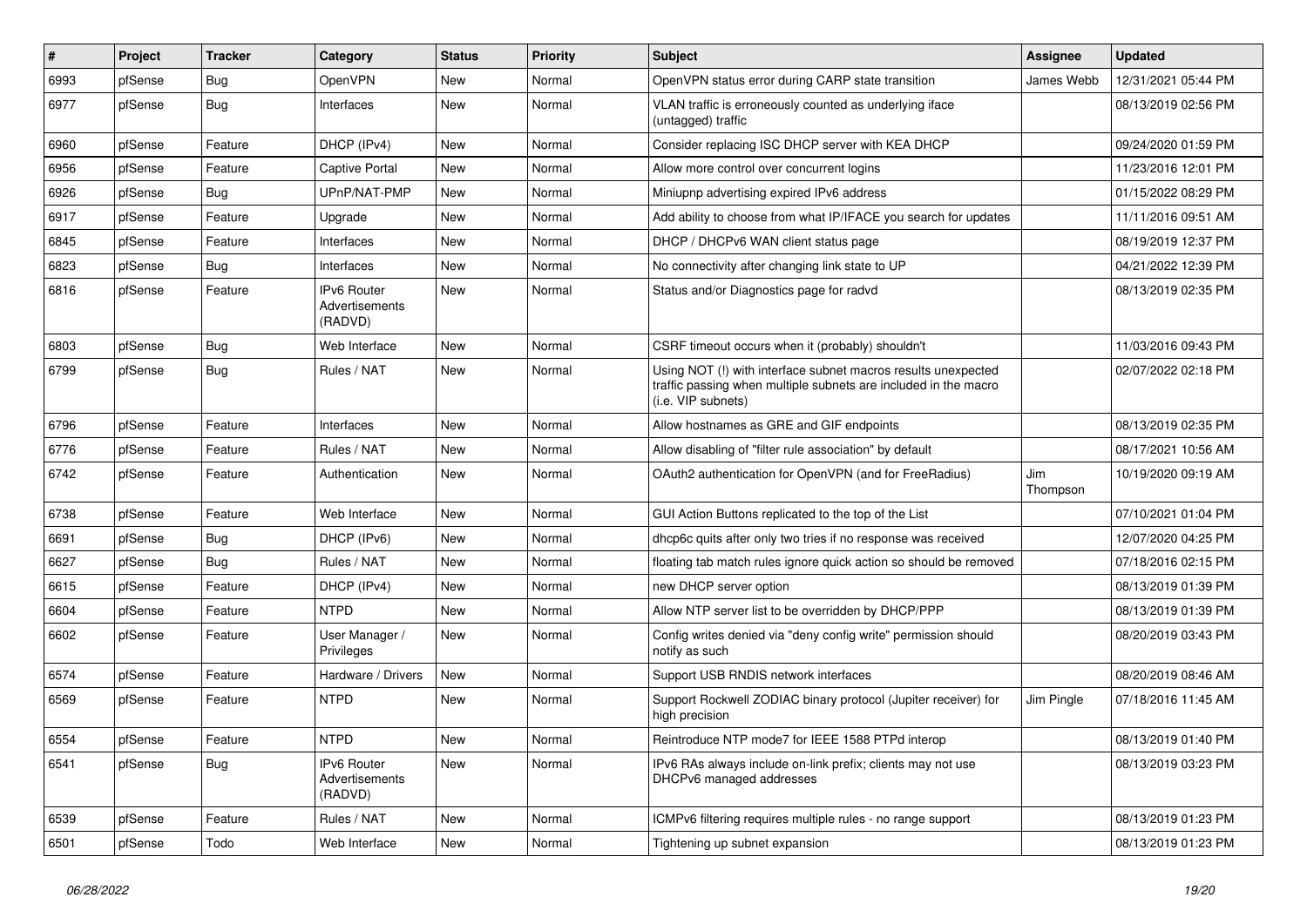| # | Project | Tracker | Category | Status | Priority | Subject | Assignee | Updated |
|---|---|---|---|---|---|---|---|---|
| 6993 | pfSense | Bug | OpenVPN | New | Normal | OpenVPN status error during CARP state transition | James Webb | 12/31/2021 05:44 PM |
| 6977 | pfSense | Bug | Interfaces | New | Normal | VLAN traffic is erroneously counted as underlying iface (untagged) traffic | | 08/13/2019 02:56 PM |
| 6960 | pfSense | Feature | DHCP (IPv4) | New | Normal | Consider replacing ISC DHCP server with KEA DHCP | | 09/24/2020 01:59 PM |
| 6956 | pfSense | Feature | Captive Portal | New | Normal | Allow more control over concurrent logins | | 11/23/2016 12:01 PM |
| 6926 | pfSense | Bug | UPnP/NAT-PMP | New | Normal | Miniupnp advertising expired IPv6 address | | 01/15/2022 08:29 PM |
| 6917 | pfSense | Feature | Upgrade | New | Normal | Add ability to choose from what IP/IFACE you search for updates | | 11/11/2016 09:51 AM |
| 6845 | pfSense | Feature | Interfaces | New | Normal | DHCP / DHCPv6 WAN client status page | | 08/19/2019 12:37 PM |
| 6823 | pfSense | Bug | Interfaces | New | Normal | No connectivity after changing link state to UP | | 04/21/2022 12:39 PM |
| 6816 | pfSense | Feature | IPv6 Router Advertisements (RADVD) | New | Normal | Status and/or Diagnostics page for radvd | | 08/13/2019 02:35 PM |
| 6803 | pfSense | Bug | Web Interface | New | Normal | CSRF timeout occurs when it (probably) shouldn't | | 11/03/2016 09:43 PM |
| 6799 | pfSense | Bug | Rules / NAT | New | Normal | Using NOT (!) with interface subnet macros results unexpected traffic passing when multiple subnets are included in the macro (i.e. VIP subnets) | | 02/07/2022 02:18 PM |
| 6796 | pfSense | Feature | Interfaces | New | Normal | Allow hostnames as GRE and GIF endpoints | | 08/13/2019 02:35 PM |
| 6776 | pfSense | Feature | Rules / NAT | New | Normal | Allow disabling of "filter rule association" by default | | 08/17/2021 10:56 AM |
| 6742 | pfSense | Feature | Authentication | New | Normal | OAuth2 authentication for OpenVPN (and for FreeRadius) | Jim Thompson | 10/19/2020 09:19 AM |
| 6738 | pfSense | Feature | Web Interface | New | Normal | GUI Action Buttons replicated to the top of the List | | 07/10/2021 01:04 PM |
| 6691 | pfSense | Bug | DHCP (IPv6) | New | Normal | dhcp6c quits after only two tries if no response was received | | 12/07/2020 04:25 PM |
| 6627 | pfSense | Bug | Rules / NAT | New | Normal | floating tab match rules ignore quick action so should be removed | | 07/18/2016 02:15 PM |
| 6615 | pfSense | Feature | DHCP (IPv4) | New | Normal | new DHCP server option | | 08/13/2019 01:39 PM |
| 6604 | pfSense | Feature | NTPD | New | Normal | Allow NTP server list to be overridden by DHCP/PPP | | 08/13/2019 01:39 PM |
| 6602 | pfSense | Feature | User Manager / Privileges | New | Normal | Config writes denied via "deny config write" permission should notify as such | | 08/20/2019 03:43 PM |
| 6574 | pfSense | Feature | Hardware / Drivers | New | Normal | Support USB RNDIS network interfaces | | 08/20/2019 08:46 AM |
| 6569 | pfSense | Feature | NTPD | New | Normal | Support Rockwell ZODIAC binary protocol (Jupiter receiver) for high precision | Jim Pingle | 07/18/2016 11:45 AM |
| 6554 | pfSense | Feature | NTPD | New | Normal | Reintroduce NTP mode7 for IEEE 1588 PTPd interop | | 08/13/2019 01:40 PM |
| 6541 | pfSense | Bug | IPv6 Router Advertisements (RADVD) | New | Normal | IPv6 RAs always include on-link prefix; clients may not use DHCPv6 managed addresses | | 08/13/2019 03:23 PM |
| 6539 | pfSense | Feature | Rules / NAT | New | Normal | ICMPv6 filtering requires multiple rules - no range support | | 08/13/2019 01:23 PM |
| 6501 | pfSense | Todo | Web Interface | New | Normal | Tightening up subnet expansion | | 08/13/2019 01:23 PM |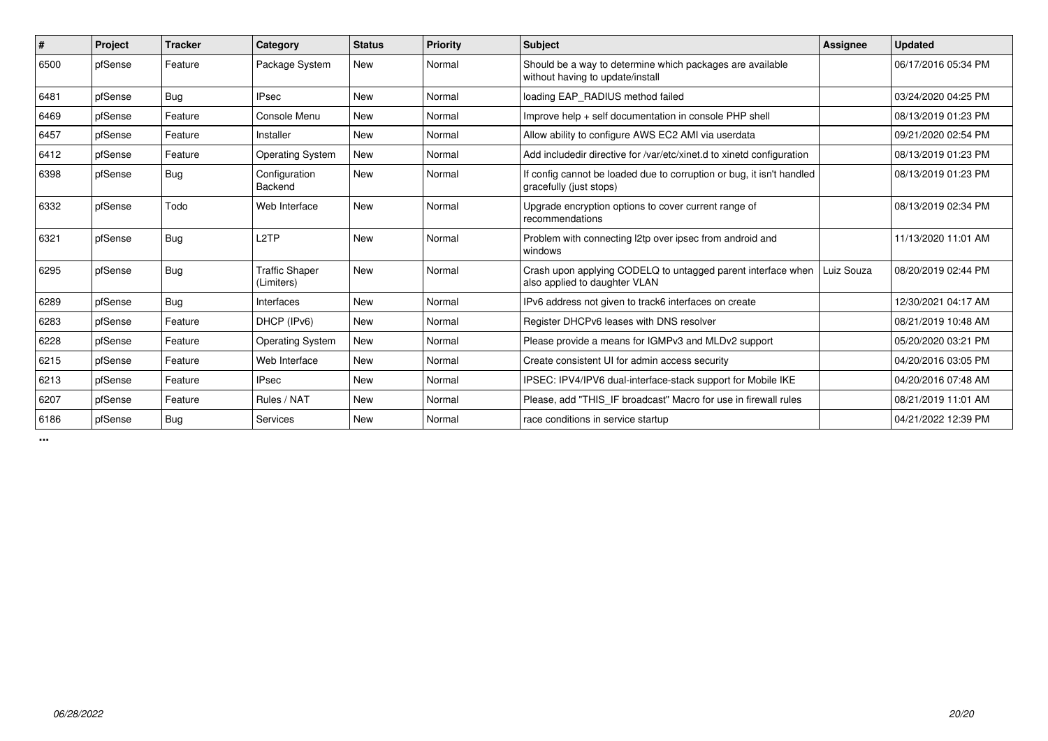| # | Project | Tracker | Category | Status | Priority | Subject | Assignee | Updated |
|---|---|---|---|---|---|---|---|---|
| 6500 | pfSense | Feature | Package System | New | Normal | Should be a way to determine which packages are available without having to update/install | | 06/17/2016 05:34 PM |
| 6481 | pfSense | Bug | IPsec | New | Normal | loading EAP_RADIUS method failed | | 03/24/2020 04:25 PM |
| 6469 | pfSense | Feature | Console Menu | New | Normal | Improve help + self documentation in console PHP shell | | 08/13/2019 01:23 PM |
| 6457 | pfSense | Feature | Installer | New | Normal | Allow ability to configure AWS EC2 AMI via userdata | | 09/21/2020 02:54 PM |
| 6412 | pfSense | Feature | Operating System | New | Normal | Add includedir directive for /var/etc/xinet.d to xinetd configuration | | 08/13/2019 01:23 PM |
| 6398 | pfSense | Bug | Configuration Backend | New | Normal | If config cannot be loaded due to corruption or bug, it isn't handled gracefully (just stops) | | 08/13/2019 01:23 PM |
| 6332 | pfSense | Todo | Web Interface | New | Normal | Upgrade encryption options to cover current range of recommendations | | 08/13/2019 02:34 PM |
| 6321 | pfSense | Bug | L2TP | New | Normal | Problem with connecting l2tp over ipsec from android and windows | | 11/13/2020 11:01 AM |
| 6295 | pfSense | Bug | Traffic Shaper (Limiters) | New | Normal | Crash upon applying CODELQ to untagged parent interface when also applied to daughter VLAN | Luiz Souza | 08/20/2019 02:44 PM |
| 6289 | pfSense | Bug | Interfaces | New | Normal | IPv6 address not given to track6 interfaces on create | | 12/30/2021 04:17 AM |
| 6283 | pfSense | Feature | DHCP (IPv6) | New | Normal | Register DHCPv6 leases with DNS resolver | | 08/21/2019 10:48 AM |
| 6228 | pfSense | Feature | Operating System | New | Normal | Please provide a means for IGMPv3 and MLDv2 support | | 05/20/2020 03:21 PM |
| 6215 | pfSense | Feature | Web Interface | New | Normal | Create consistent UI for admin access security | | 04/20/2016 03:05 PM |
| 6213 | pfSense | Feature | IPsec | New | Normal | IPSEC: IPV4/IPV6 dual-interface-stack support for Mobile IKE | | 04/20/2016 07:48 AM |
| 6207 | pfSense | Feature | Rules / NAT | New | Normal | Please, add "THIS_IF broadcast" Macro for use in firewall rules | | 08/21/2019 11:01 AM |
| 6186 | pfSense | Bug | Services | New | Normal | race conditions in service startup | | 04/21/2022 12:39 PM |

...